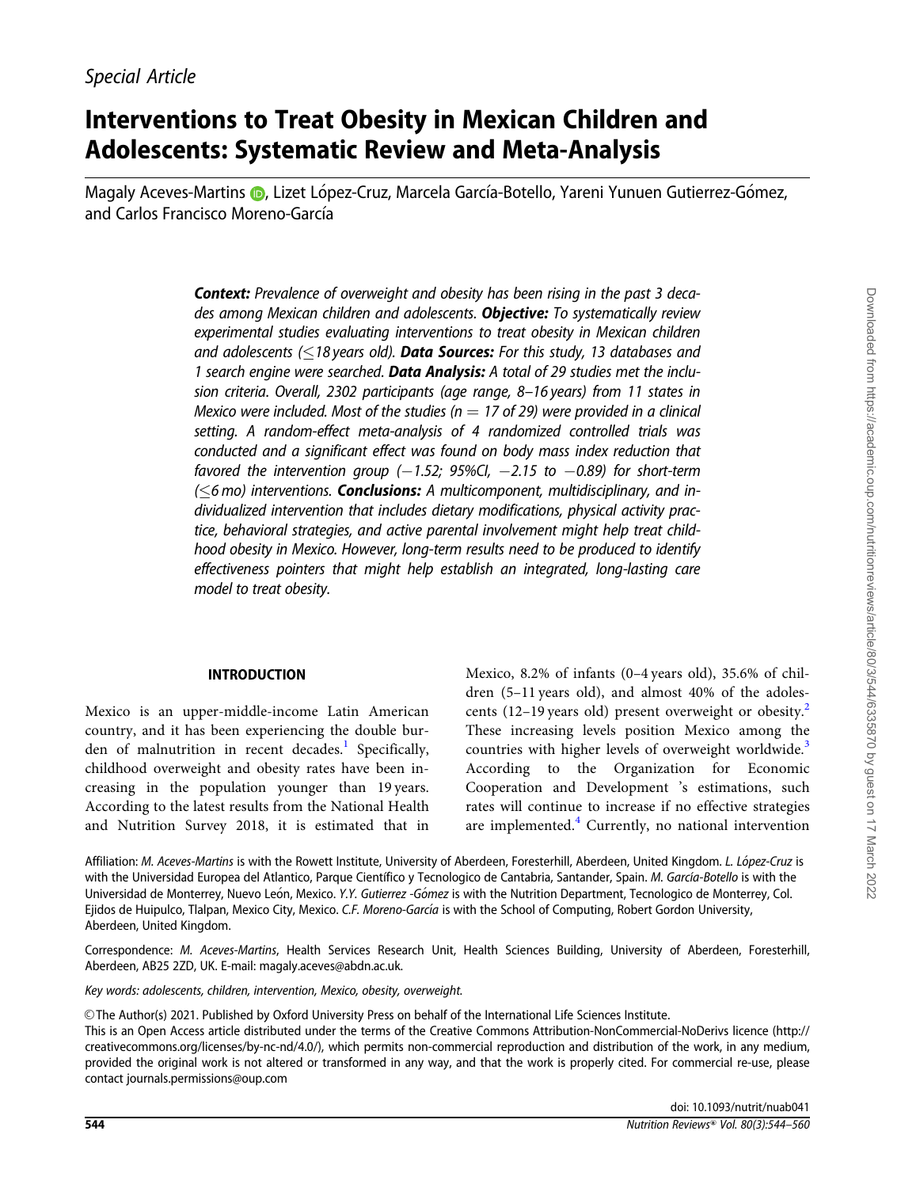*Special Article*

# Interventions to Treat Obesity in Mexican Children and Adolescents: Systematic Review and Meta-Analysis

Magaly Aceves-Martins, Lizet López-Cruz, Marcela García-Botello, Yareni Yunuen Gutierrez-Gómez, and Carlos Francisco Moreno-García

***Context:*** *Prevalence of overweight and obesity has been rising in the past 3 decades among Mexican children and adolescents.* ***Objective:*** *To systematically review experimental studies evaluating interventions to treat obesity in Mexican children and adolescents (≤18 years old).* ***Data Sources:*** *For this study, 13 databases and 1 search engine were searched.* ***Data Analysis:*** *A total of 29 studies met the inclusion criteria. Overall, 2302 participants (age range, 8–16 years) from 11 states in Mexico were included. Most of the studies (n = 17 of 29) were provided in a clinical setting. A random-effect meta-analysis of 4 randomized controlled trials was conducted and a significant effect was found on body mass index reduction that favored the intervention group (−1.52; 95%CI, −2.15 to −0.89) for short-term (≤6 mo) interventions.* ***Conclusions:*** *A multicomponent, multidisciplinary, and individualized intervention that includes dietary modifications, physical activity practice, behavioral strategies, and active parental involvement might help treat childhood obesity in Mexico. However, long-term results need to be produced to identify effectiveness pointers that might help establish an integrated, long-lasting care model to treat obesity.*

## INTRODUCTION

Mexico is an upper-middle-income Latin American country, and it has been experiencing the double burden of malnutrition in recent decades.[1] Specifically, childhood overweight and obesity rates have been increasing in the population younger than 19 years. According to the latest results from the National Health and Nutrition Survey 2018, it is estimated that in Mexico, 8.2% of infants (0–4 years old), 35.6% of children (5–11 years old), and almost 40% of the adolescents (12–19 years old) present overweight or obesity.[2] These increasing levels position Mexico among the countries with higher levels of overweight worldwide.[3] According to the Organization for Economic Cooperation and Development 's estimations, such rates will continue to increase if no effective strategies are implemented.[4] Currently, no national intervention

Affiliation: *M. Aceves-Martins* is with the Rowett Institute, University of Aberdeen, Foresterhill, Aberdeen, United Kingdom. *L. López-Cruz* is with the Universidad Europea del Atlantico, Parque Científico y Tecnologico de Cantabria, Santander, Spain. *M. García-Botello* is with the Universidad de Monterrey, Nuevo León, Mexico. *Y.Y. Gutierrez -Gómez* is with the Nutrition Department, Tecnologico de Monterrey, Col. Ejidos de Huipulco, Tlalpan, Mexico City, Mexico. *C.F. Moreno-García* is with the School of Computing, Robert Gordon University, Aberdeen, United Kingdom.

Correspondence: *M. Aceves-Martins*, Health Services Research Unit, Health Sciences Building, University of Aberdeen, Foresterhill, Aberdeen, AB25 2ZD, UK. E-mail: magaly.aceves@abdn.ac.uk.

*Key words: adolescents, children, intervention, Mexico, obesity, overweight.*

© The Author(s) 2021. Published by Oxford University Press on behalf of the International Life Sciences Institute.
This is an Open Access article distributed under the terms of the Creative Commons Attribution-NonCommercial-NoDerivs licence (http://creativecommons.org/licenses/by-nc-nd/4.0/), which permits non-commercial reproduction and distribution of the work, in any medium, provided the original work is not altered or transformed in any way, and that the work is properly cited. For commercial re-use, please contact journals.permissions@oup.com

doi: 10.1093/nutrit/nuab041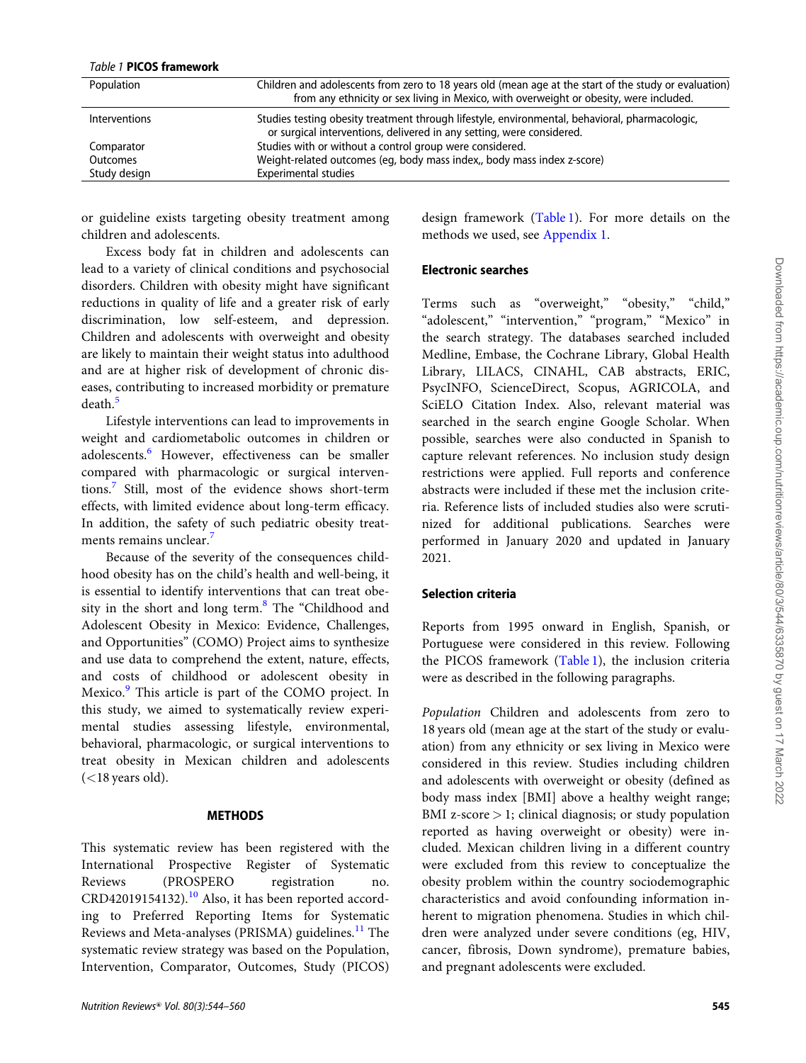*Table 1* **PICOS framework**

| | |
|---|---|
| Population | Children and adolescents from zero to 18 years old (mean age at the start of the study or evaluation) from any ethnicity or sex living in Mexico, with overweight or obesity, were included. |
| Interventions | Studies testing obesity treatment through lifestyle, environmental, behavioral, pharmacologic, or surgical interventions, delivered in any setting, were considered. |
| Comparator | Studies with or without a control group were considered. |
| Outcomes | Weight-related outcomes (eg, body mass index,, body mass index z-score) |
| Study design | Experimental studies |

or guideline exists targeting obesity treatment among children and adolescents.

Excess body fat in children and adolescents can lead to a variety of clinical conditions and psychosocial disorders. Children with obesity might have significant reductions in quality of life and a greater risk of early discrimination, low self-esteem, and depression. Children and adolescents with overweight and obesity are likely to maintain their weight status into adulthood and are at higher risk of development of chronic diseases, contributing to increased morbidity or premature death.[5]

Lifestyle interventions can lead to improvements in weight and cardiometabolic outcomes in children or adolescents.[6] However, effectiveness can be smaller compared with pharmacologic or surgical interventions.[7] Still, most of the evidence shows short-term effects, with limited evidence about long-term efficacy. In addition, the safety of such pediatric obesity treatments remains unclear.[7]

Because of the severity of the consequences childhood obesity has on the child's health and well-being, it is essential to identify interventions that can treat obesity in the short and long term.[8] The "Childhood and Adolescent Obesity in Mexico: Evidence, Challenges, and Opportunities" (COMO) Project aims to synthesize and use data to comprehend the extent, nature, effects, and costs of childhood or adolescent obesity in Mexico.[9] This article is part of the COMO project. In this study, we aimed to systematically review experimental studies assessing lifestyle, environmental, behavioral, pharmacologic, or surgical interventions to treat obesity in Mexican children and adolescents (<18 years old).

## METHODS

This systematic review has been registered with the International Prospective Register of Systematic Reviews (PROSPERO registration no. CRD42019154132).[10] Also, it has been reported according to Preferred Reporting Items for Systematic Reviews and Meta-analyses (PRISMA) guidelines.[11] The systematic review strategy was based on the Population, Intervention, Comparator, Outcomes, Study (PICOS) design framework (Table 1). For more details on the methods we used, see Appendix 1.

### Electronic searches

Terms such as "overweight," "obesity," "child," "adolescent," "intervention," "program," "Mexico" in the search strategy. The databases searched included Medline, Embase, the Cochrane Library, Global Health Library, LILACS, CINAHL, CAB abstracts, ERIC, PsycINFO, ScienceDirect, Scopus, AGRICOLA, and SciELO Citation Index. Also, relevant material was searched in the search engine Google Scholar. When possible, searches were also conducted in Spanish to capture relevant references. No inclusion study design restrictions were applied. Full reports and conference abstracts were included if these met the inclusion criteria. Reference lists of included studies also were scrutinized for additional publications. Searches were performed in January 2020 and updated in January 2021.

### Selection criteria

Reports from 1995 onward in English, Spanish, or Portuguese were considered in this review. Following the PICOS framework (Table 1), the inclusion criteria were as described in the following paragraphs.

*Population* Children and adolescents from zero to 18 years old (mean age at the start of the study or evaluation) from any ethnicity or sex living in Mexico were considered in this review. Studies including children and adolescents with overweight or obesity (defined as body mass index [BMI] above a healthy weight range; BMI z-score > 1; clinical diagnosis; or study population reported as having overweight or obesity) were included. Mexican children living in a different country were excluded from this review to conceptualize the obesity problem within the country sociodemographic characteristics and avoid confounding information inherent to migration phenomena. Studies in which children were analyzed under severe conditions (eg, HIV, cancer, fibrosis, Down syndrome), premature babies, and pregnant adolescents were excluded.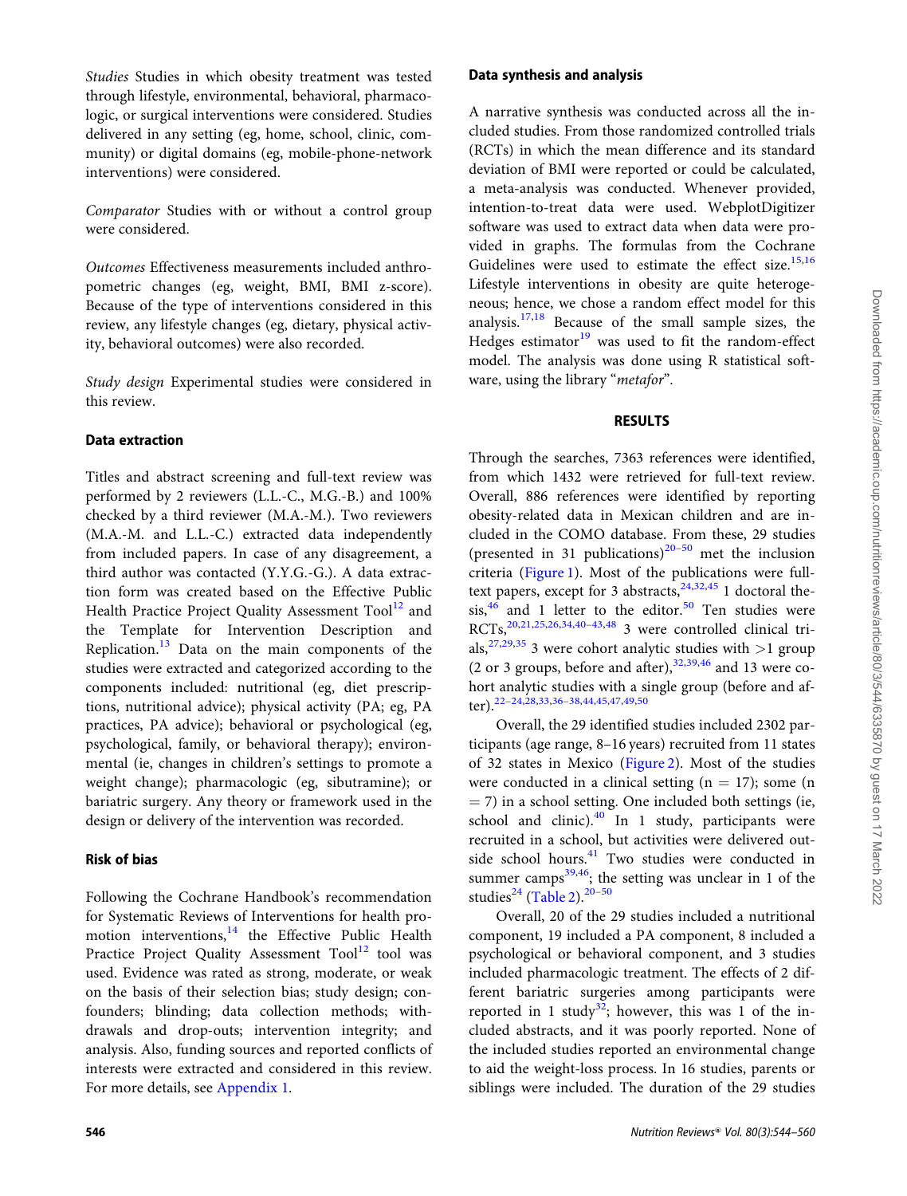*Studies* Studies in which obesity treatment was tested through lifestyle, environmental, behavioral, pharmacologic, or surgical interventions were considered. Studies delivered in any setting (eg, home, school, clinic, community) or digital domains (eg, mobile-phone-network interventions) were considered.

*Comparator* Studies with or without a control group were considered.

*Outcomes* Effectiveness measurements included anthropometric changes (eg, weight, BMI, BMI z-score). Because of the type of interventions considered in this review, any lifestyle changes (eg, dietary, physical activity, behavioral outcomes) were also recorded.

*Study design* Experimental studies were considered in this review.

### Data extraction

Titles and abstract screening and full-text review was performed by 2 reviewers (L.L.-C., M.G.-B.) and 100% checked by a third reviewer (M.A.-M.). Two reviewers (M.A.-M. and L.L.-C.) extracted data independently from included papers. In case of any disagreement, a third author was contacted (Y.Y.G.-G.). A data extraction form was created based on the Effective Public Health Practice Project Quality Assessment Tool[12] and the Template for Intervention Description and Replication.[13] Data on the main components of the studies were extracted and categorized according to the components included: nutritional (eg, diet prescriptions, nutritional advice); physical activity (PA; eg, PA practices, PA advice); behavioral or psychological (eg, psychological, family, or behavioral therapy); environmental (ie, changes in children's settings to promote a weight change); pharmacologic (eg, sibutramine); or bariatric surgery. Any theory or framework used in the design or delivery of the intervention was recorded.

### Risk of bias

Following the Cochrane Handbook's recommendation for Systematic Reviews of Interventions for health promotion interventions,[14] the Effective Public Health Practice Project Quality Assessment Tool[12] tool was used. Evidence was rated as strong, moderate, or weak on the basis of their selection bias; study design; confounders; blinding; data collection methods; withdrawals and drop-outs; intervention integrity; and analysis. Also, funding sources and reported conflicts of interests were extracted and considered in this review. For more details, see Appendix 1.

### Data synthesis and analysis

A narrative synthesis was conducted across all the included studies. From those randomized controlled trials (RCTs) in which the mean difference and its standard deviation of BMI were reported or could be calculated, a meta-analysis was conducted. Whenever provided, intention-to-treat data were used. WebplotDigitizer software was used to extract data when data were provided in graphs. The formulas from the Cochrane Guidelines were used to estimate the effect size.[15,16] Lifestyle interventions in obesity are quite heterogeneous; hence, we chose a random effect model for this analysis.[17,18] Because of the small sample sizes, the Hedges estimator[19] was used to fit the random-effect model. The analysis was done using R statistical software, using the library "*metafor*".

## RESULTS

Through the searches, 7363 references were identified, from which 1432 were retrieved for full-text review. Overall, 886 references were identified by reporting obesity-related data in Mexican children and are included in the COMO database. From these, 29 studies (presented in 31 publications)[20–50] met the inclusion criteria (Figure 1). Most of the publications were full-text papers, except for 3 abstracts,[24,32,45] 1 doctoral thesis,[46] and 1 letter to the editor.[50] Ten studies were RCTs,[20,21,25,26,34,40–43,48] 3 were controlled clinical trials,[27,29,35] 3 were cohort analytic studies with >1 group (2 or 3 groups, before and after),[32,39,46] and 13 were cohort analytic studies with a single group (before and after).[22–24,28,33,36–38,44,45,47,49,50]

Overall, the 29 identified studies included 2302 participants (age range, 8–16 years) recruited from 11 states of 32 states in Mexico (Figure 2). Most of the studies were conducted in a clinical setting (n = 17); some (n = 7) in a school setting. One included both settings (ie, school and clinic).[40] In 1 study, participants were recruited in a school, but activities were delivered outside school hours.[41] Two studies were conducted in summer camps[39,46]; the setting was unclear in 1 of the studies[24] (Table 2).[20–50]

Overall, 20 of the 29 studies included a nutritional component, 19 included a PA component, 8 included a psychological or behavioral component, and 3 studies included pharmacologic treatment. The effects of 2 different bariatric surgeries among participants were reported in 1 study[32]; however, this was 1 of the included abstracts, and it was poorly reported. None of the included studies reported an environmental change to aid the weight-loss process. In 16 studies, parents or siblings were included. The duration of the 29 studies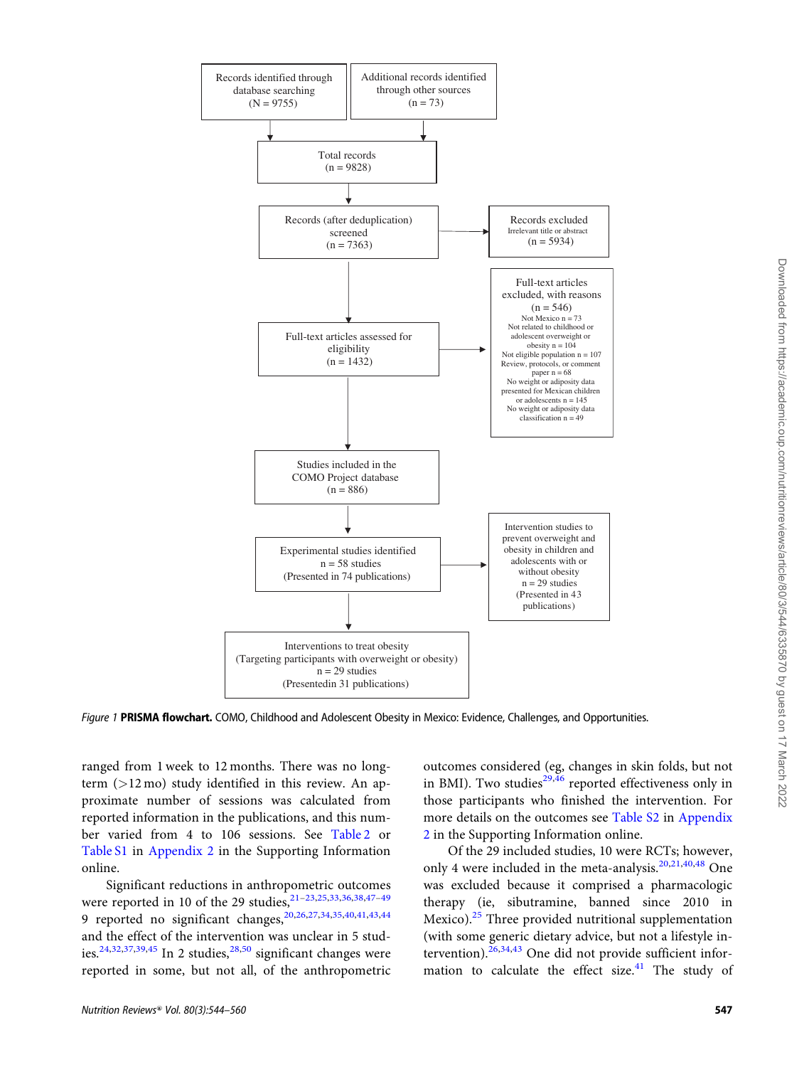Records identified through database searching (N = 9755)

Additional records identified through other sources (n = 73)

Total records (n = 9828)

Records (after deduplication) screened (n = 7363)

Records excluded
Irrelevant title or abstract
(n = 5934)

Full-text articles assessed for eligibility (n = 1432)

Full-text articles excluded, with reasons (n = 546)
Not Mexico n = 73
Not related to childhood or adolescent overweight or obesity n = 104
Not eligible population n = 107
Review, protocols, or comment paper n = 68
No weight or adiposity data presented for Mexican children or adolescents n = 145
No weight or adiposity data classification n = 49

Studies included in the COMO Project database (n = 886)

Experimental studies identified
n = 58 studies
(Presented in 74 publications)

Intervention studies to prevent overweight and obesity in children and adolescents with or without obesity
n = 29 studies
(Presented in 43 publications)

Interventions to treat obesity
(Targeting participants with overweight or obesity)
n = 29 studies
(Presentedin 31 publications)

*Figure 1* **PRISMA flowchart.** COMO, Childhood and Adolescent Obesity in Mexico: Evidence, Challenges, and Opportunities.

ranged from 1 week to 12 months. There was no long-term (>12 mo) study identified in this review. An approximate number of sessions was calculated from reported information in the publications, and this number varied from 4 to 106 sessions. See Table 2 or Table S1 in Appendix 2 in the Supporting Information online.

Significant reductions in anthropometric outcomes were reported in 10 of the 29 studies,[21–23,25,33,36,38,47–49] 9 reported no significant changes,[20,26,27,34,35,40,41,43,44] and the effect of the intervention was unclear in 5 studies.[24,32,37,39,45] In 2 studies,[28,50] significant changes were reported in some, but not all, of the anthropometric outcomes considered (eg, changes in skin folds, but not in BMI). Two studies[29,46] reported effectiveness only in those participants who finished the intervention. For more details on the outcomes see Table S2 in Appendix 2 in the Supporting Information online.

Of the 29 included studies, 10 were RCTs; however, only 4 were included in the meta-analysis.[20,21,40,48] One was excluded because it comprised a pharmacologic therapy (ie, sibutramine, banned since 2010 in Mexico).[25] Three provided nutritional supplementation (with some generic dietary advice, but not a lifestyle intervention).[26,34,43] One did not provide sufficient information to calculate the effect size.[41] The study of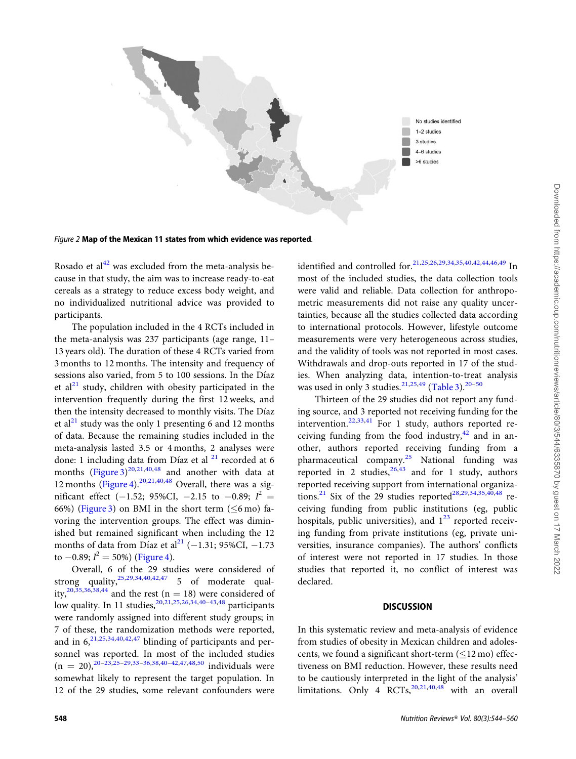*Figure 2* **Map of the Mexican 11 states from which evidence was reported**.

Rosado et al[42] was excluded from the meta-analysis because in that study, the aim was to increase ready-to-eat cereals as a strategy to reduce excess body weight, and no individualized nutritional advice was provided to participants.

The population included in the 4 RCTs included in the meta-analysis was 237 participants (age range, 11–13 years old). The duration of these 4 RCTs varied from 3 months to 12 months. The intensity and frequency of sessions also varied, from 5 to 100 sessions. In the Díaz et al[21] study, children with obesity participated in the intervention frequently during the first 12 weeks, and then the intensity decreased to monthly visits. The Díaz et al[21] study was the only 1 presenting 6 and 12 months of data. Because the remaining studies included in the meta-analysis lasted 3.5 or 4 months, 2 analyses were done: 1 including data from Díaz et al [21] recorded at 6 months (Figure 3)[20,21,40,48] and another with data at 12 months (Figure 4).[20,21,40,48] Overall, there was a significant effect (−1.52; 95%CI, −2.15 to −0.89; $I^2$ = 66%) (Figure 3) on BMI in the short term (≤6 mo) favoring the intervention groups. The effect was diminished but remained significant when including the 12 months of data from Díaz et al[21] (−1.31; 95%CI, −1.73 to −0.89; $I^2$ = 50%) (Figure 4).

Overall, 6 of the 29 studies were considered of strong quality,[25,29,34,40,42,47] 5 of moderate quality,[20,35,36,38,44] and the rest (n = 18) were considered of low quality. In 11 studies,[20,21,25,26,34,40–43,48] participants were randomly assigned into different study groups; in 7 of these, the randomization methods were reported, and in 6,[21,25,34,40,42,47] blinding of participants and personnel was reported. In most of the included studies (n = 20),[20–23,25–29,33–36,38,40–42,47,48,50] individuals were somewhat likely to represent the target population. In 12 of the 29 studies, some relevant confounders were identified and controlled for.[21,25,26,29,34,35,40,42,44,46,49] In most of the included studies, the data collection tools were valid and reliable. Data collection for anthropometric measurements did not raise any quality uncertainties, because all the studies collected data according to international protocols. However, lifestyle outcome measurements were very heterogeneous across studies, and the validity of tools was not reported in most cases. Withdrawals and drop-outs reported in 17 of the studies. When analyzing data, intention-to-treat analysis was used in only 3 studies.[21,25,49] (Table 3).[20–50]

Thirteen of the 29 studies did not report any funding source, and 3 reported not receiving funding for the intervention.[22,33,41] For 1 study, authors reported receiving funding from the food industry,[42] and in another, authors reported receiving funding from a pharmaceutical company.[25] National funding was reported in 2 studies,[26,43] and for 1 study, authors reported receiving support from international organizations.[21] Six of the 29 studies reported[28,29,34,35,40,48] receiving funding from public institutions (eg, public hospitals, public universities), and 1[23] reported receiving funding from private institutions (eg, private universities, insurance companies). The authors' conflicts of interest were not reported in 17 studies. In those studies that reported it, no conflict of interest was declared.

## DISCUSSION

In this systematic review and meta-analysis of evidence from studies of obesity in Mexican children and adolescents, we found a significant short-term (≤12 mo) effectiveness on BMI reduction. However, these results need to be cautiously interpreted in the light of the analysis' limitations. Only 4 RCTs,[20,21,40,48] with an overall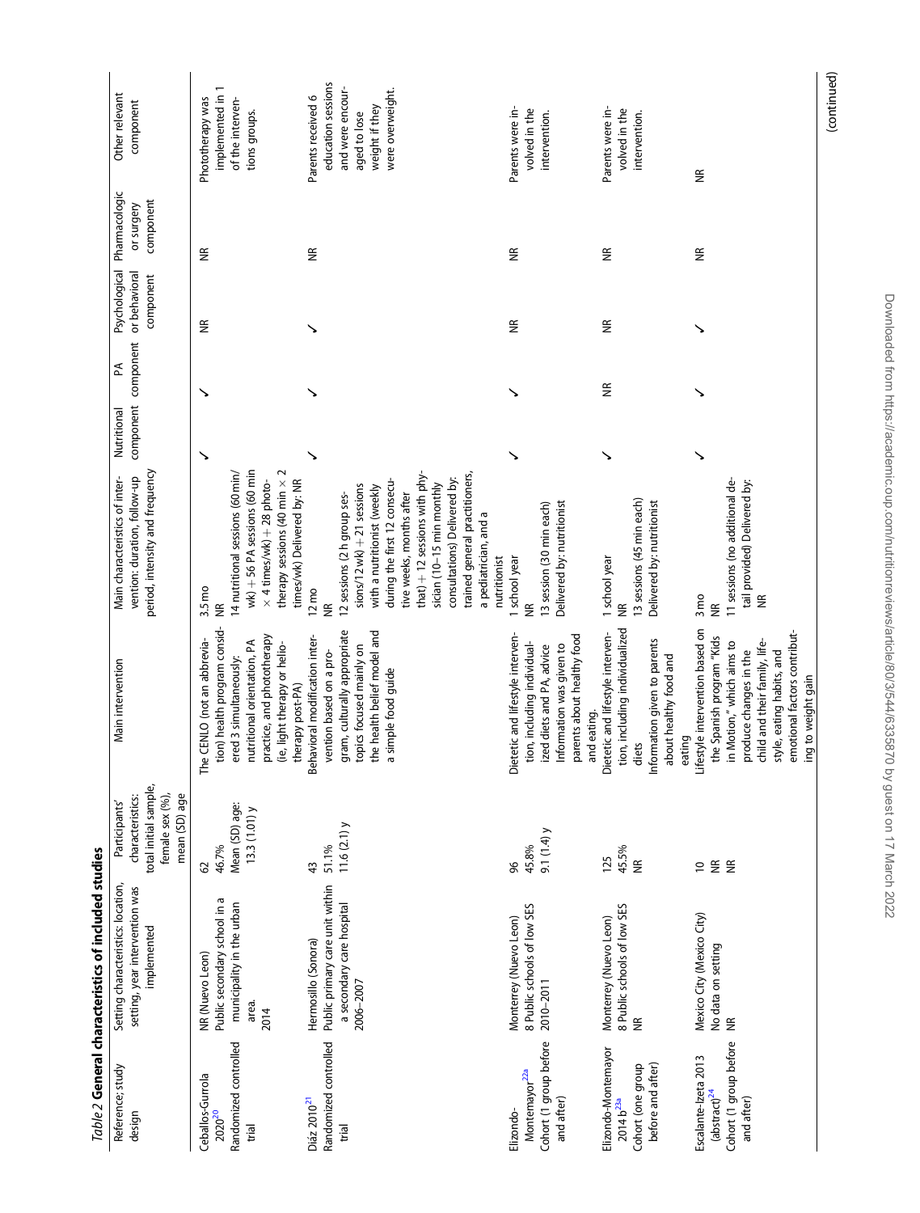*Table 2* **General characteristics of included studies**

| Reference; study design | Setting characteristics: location, setting, year intervention was implemented | Participants' characteristics: total initial sample, female sex (%), mean (SD) age | Main intervention | Main characteristics of intervention: duration, follow-up period, intensity and frequency | Nutritional component | PA component | Psychological or behavioral component | Pharmacologic or surgery component | Other relevant component |
|---|---|---|---|---|---|---|---|---|---|
| Ceballos-Gurrola 2020[20] Randomized controlled trial | NR (Nuevo Leon) Public secondary school in a municipality in the urban area. 2014 | 62 46.7% Mean (SD) age: 13.3 (1.01) y | The CENLO (not an abbreviation) health program considered 3 simultaneously: nutritional orientation, PA practice, and phototherapy (ie, light therapy or heliotherapy post-PA) | 3.5 mo NR 14 nutritional sessions (60 min/wk) + 56 PA sessions (60 min × 4 times/wk) + 28 phototherapy sessions (40 min × 2 times/wk) Delivered by: NR | ✓ | ✓ | NR | NR | Phototherapy was implemented in 1 of the interventions groups. |
| Díaz 2010[21] Randomized controlled trial | Hermosillo (Sonora) Public primary care unit within a secondary care hospital 2006–2007 | 43 51.1% 11.6 (2.1) y | Behavioral modification intervention based on a program, culturally appropriate topics focused mainly on the health belief model and a simple food guide | 12 mo NR 12 sessions (2 h group sessions/12 wk) + 21 sessions with a nutritionist (weekly during the first 12 consecutive weeks, months after that) + 12 sessions with physician (10–15 min monthly consultations) Delivered by: trained general practitioners, a pediatrician, and a nutritionist | ✓ | ✓ | ✓ | NR | Parents received 6 education sessions and were encouraged to lose weight if they were overweight. |
| Elizondo-Montemayor[22a] Cohort (1 group before and after) | Monterrey (Nuevo Leon) 8 Public schools of low SES 2010–2011 | 96 45.8% 9.1 (1.4) y | Dietetic and lifestyle intervention, including individualized diets and PA, advice Information was given to parents about healthy food and eating. | 1 school year NR 13 session (30 min each) Delivered by: nutritionist | ✓ | ✓ | NR | NR | Parents were involved in the intervention. |
| Elizondo-Montemayor 2014 b[23a] Cohort (one group before and after) | Monterrey (Nuevo Leon) 8 Public schools of low SES NR | 125 45.5% NR | Dietetic and lifestyle intervention, including individualized diets Information given to parents about healthy food and eating | 1 school year NR 13 sessions (45 min each) Delivered by: nutritionist | ✓ | NR | NR | NR | Parents were involved in the intervention. |
| Escalante-Izeta 2013 (abstract)[24] Cohort (1 group before and after) | Mexico City (Mexico City) No data on setting NR | 10 NR NR | Lifestyle intervention based on the Spanish program "Kids in Motion," which aims to produce changes in the child and their family, lifestyle, eating habits, and emotional factors contributing to weight gain | 3 mo NR 11 sessions (no additional detail provided) Delivered by: NR | ✓ | ✓ | ✓ | NR | NR |

(continued)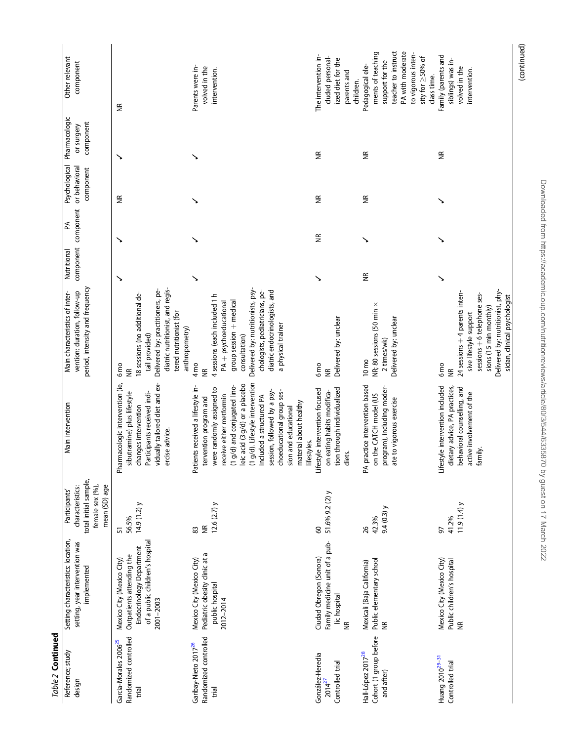*Table 2* **Continued**

| Reference; study design | Setting characteristics: location, setting, year intervention was implemented | Participants' characteristics: total initial sample, female sex (%), mean (SD) age | Main intervention | Main characteristics of intervention: duration, follow-up period, intensity and frequency | Nutritional component | PA component | Psychological or behavioral component | Pharmacologic or surgery component | Other relevant component |
|---|---|---|---|---|---|---|---|---|---|
| García-Morales 2006[25] Randomized controlled trial | Mexico City (Mexico City) Outpatients attending the Endocrinology Department of a public children's hospital 2001–2003 | 51 56.5% 14.9 (1.2) y | Pharmacologic intervention (ie, sibutramine) plus lifestyle changes intervention Participants received individually tailored diet and exercise advice. | 6 mo NR 18 sessions (no additional detail provided) Delivered by: practitioners, pediatric nutritionist, and registered nutritionist (for anthropometry) | ✓ | ✓ | NR | ✓ | NR |
| Garibay-Nieto 2017[26] Randomized controlled trial | Mexico City (Mexico City) Pediatric obesity clinic at a public hospital 2012–2014 | 83 NR 12.6 (2.7) y | Patients received a lifestyle intervention program and were randomly assigned to receive either metformin (1 g/d) and conjugated linoleic acid (3 g/d) or a placebo (1 g/d). Lifestyle intervention included a structured PA session, followed by a psychoeducational group session and educational material about healthy lifestyles. | 4 mo NR 4 sessions (each included 1 h PA + psychoeducational group session + medical consultation) Delivered by: nutritionists, psychologists, pediatricians, pediatric endocrinologists, and a physical trainer | ✓ | ✓ | ✓ | ✓ | Parents were involved in the intervention. |
| González-Heredia 2014[27] Controlled trial | Ciudad Obregon (Sonora) Family medicine unit of a public hospital NR | 60 51.6% 9.2 (2) y | Lifestyle intervention focused on eating habits modification through individualized diets. | 6 mo NR Delivered by: unclear | ✓ | NR | NR | NR | The intervention included personalized diet for the parents and children. |
| Hall-López 2017[28] Cohort (1 group before and after) | Mexicali (Baja California) Public elementary school NR | 26 42.3% 9.4 (0.3) y | PA practice intervention based on the CATCH model (US program), including moderate to vigorous exercise | 10 mo NR; 80 sessions (50 min × 2 times/wk) Delivered by: unclear | NR | ✓ | NR | NR | Pedagogical elements of teaching support for the teacher to instruct PA with moderate to vigorous intensity for ≥50% of class time. |
| Huang 2010[29–31] Controlled trial | Mexico City (Mexico City) Public children's hospital NR | 97 41.2% 11.9 (1.4) y | Lifestyle intervention included dietary advice, PA practices, behavioral counselling, and active involvement of the family. | 6 mo NR 24 sessions + 4 parents intensive lifestyle support sessions + 6 telephone sessions (15 min monthly) Delivered by: nutritionist, physician, clinical psychologist | ✓ | ✓ | ✓ | NR | Family (parents and siblings) was involved in the intervention. |

(continued)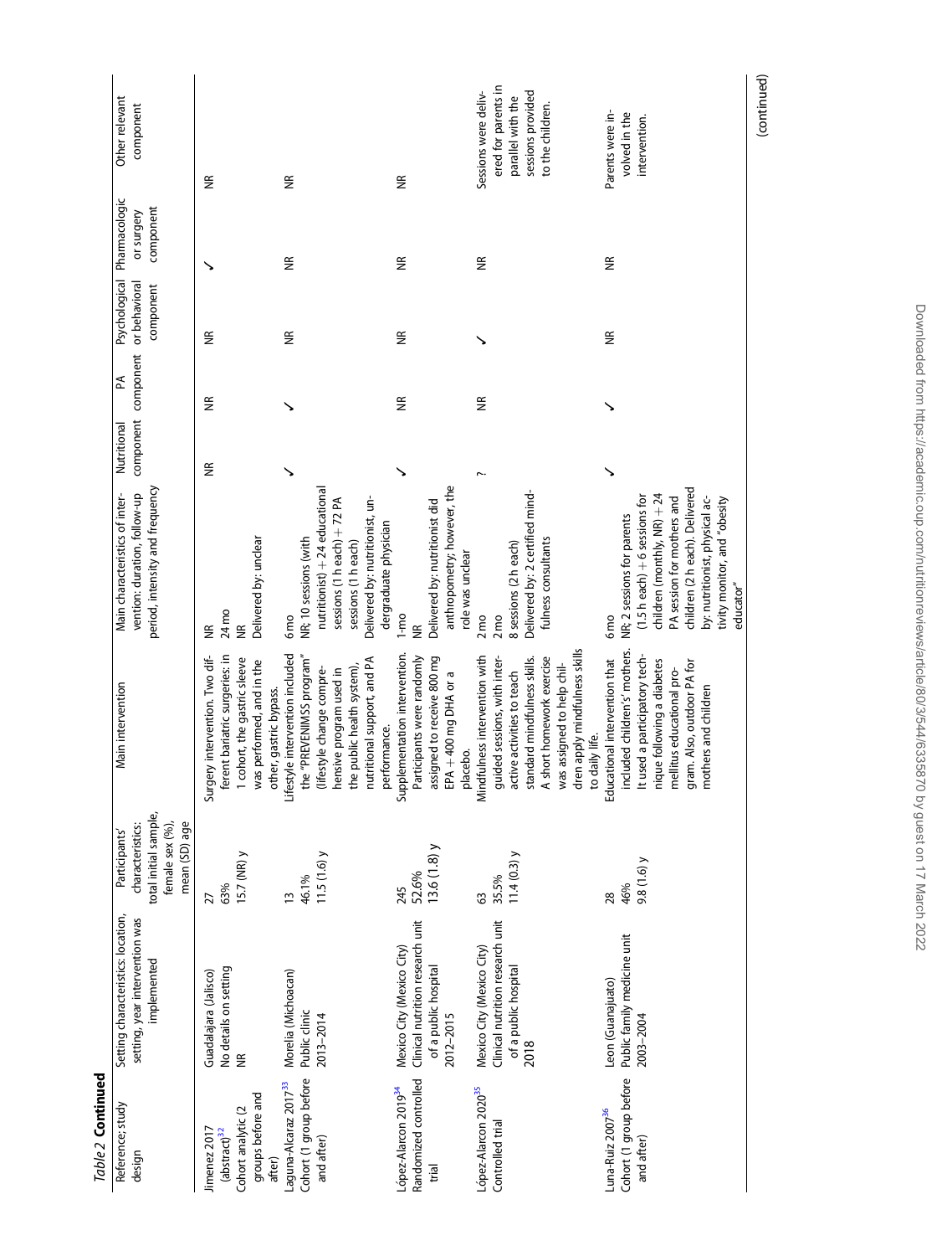*Table 2* **Continued**

| Reference; study design | Setting characteristics: location, setting, year intervention was implemented | Participants' characteristics: total initial sample, female sex (%), mean (SD) age | Main intervention | Main characteristics of intervention: duration, follow-up period, intensity and frequency | Nutritional component | PA component | Psychological or behavioral component | Pharmacologic or surgery component | Other relevant component |
|---|---|---|---|---|---|---|---|---|---|
| Jimenez 2017 (abstract)[32] Cohort analytic (2 groups before and after) | Guadalajara (Jalisco) No details on setting NR | 27 63% 15.7 (NR) y | Surgery intervention. Two different bariatric surgeries: in 1 cohort, the gastric sleeve was performed, and in the other, gastric bypass. | NR 24 mo NR Delivered by: unclear | NR | NR | NR | ✓ | NR |
| Laguna-Alcaraz 2017[33] Cohort (1 group before and after) | Morelia (Michoacan) Public clinic 2013–2014 | 13 46.1% 11.5 (1.6) y | Lifestyle intervention included the "PREVENIMSS program" (lifestyle change comprehensive program used in the public health system), nutritional support, and PA performance. | 6 mo NR; 10 sessions (with nutritionist) + 24 educational sessions (1 h each) + 72 PA sessions (1 h each) Delivered by: nutritionist, undergraduate physician | ✓ | ✓ | NR | NR | NR |
| López-Alarcon 2019[34] Randomized controlled trial | Mexico City (Mexico City) Clinical nutrition research unit of a public hospital 2012–2015 | 245 52.6% 13.6 (1.8) y | Supplementation intervention. Participants were randomly assigned to receive 800 mg EPA + 400 mg DHA or a placebo. | 1-mo NR Delivered by: nutritionist did anthropometry; however, the role was unclear | ✓ | NR | NR | NR | NR |
| López-Alarcon 2020[35] Controlled trial | Mexico City (Mexico City) Clinical nutrition research unit of a public hospital 2018 | 63 35.5% 11.4 (0.3) y | Mindfulness intervention with guided sessions, with interactive activities to teach standard mindfulness skills. A short homework exercise was assigned to help children apply mindfulness skills to daily life. | 2 mo 2 mo 8 sessions (2 h each) Delivered by: 2 certified mindfulness consultants | ? | NR | ✓ | NR | Sessions were delivered for parents in parallel with the sessions provided to the children. |
| Luna-Ruiz 2007[36] Cohort (1 group before and after) | Leon (Guanajuato) Public family medicine unit 2003–2004 | 28 46% 9.8 (1.6) y | Educational intervention that included children's mothers. It used a participatory technique following a diabetes mellitus educational program. Also, outdoor PA for mothers and children | 6 mo NR; 2 sessions for parents (1.5 h each) + 6 sessions for children (monthly, NR) + 24 PA session for mothers and children (2 h each). Delivered by: nutritionist, physical activity monitor, and "obesity educator" | ✓ | ✓ | NR | NR | Parents were involved in the intervention. |

(continued)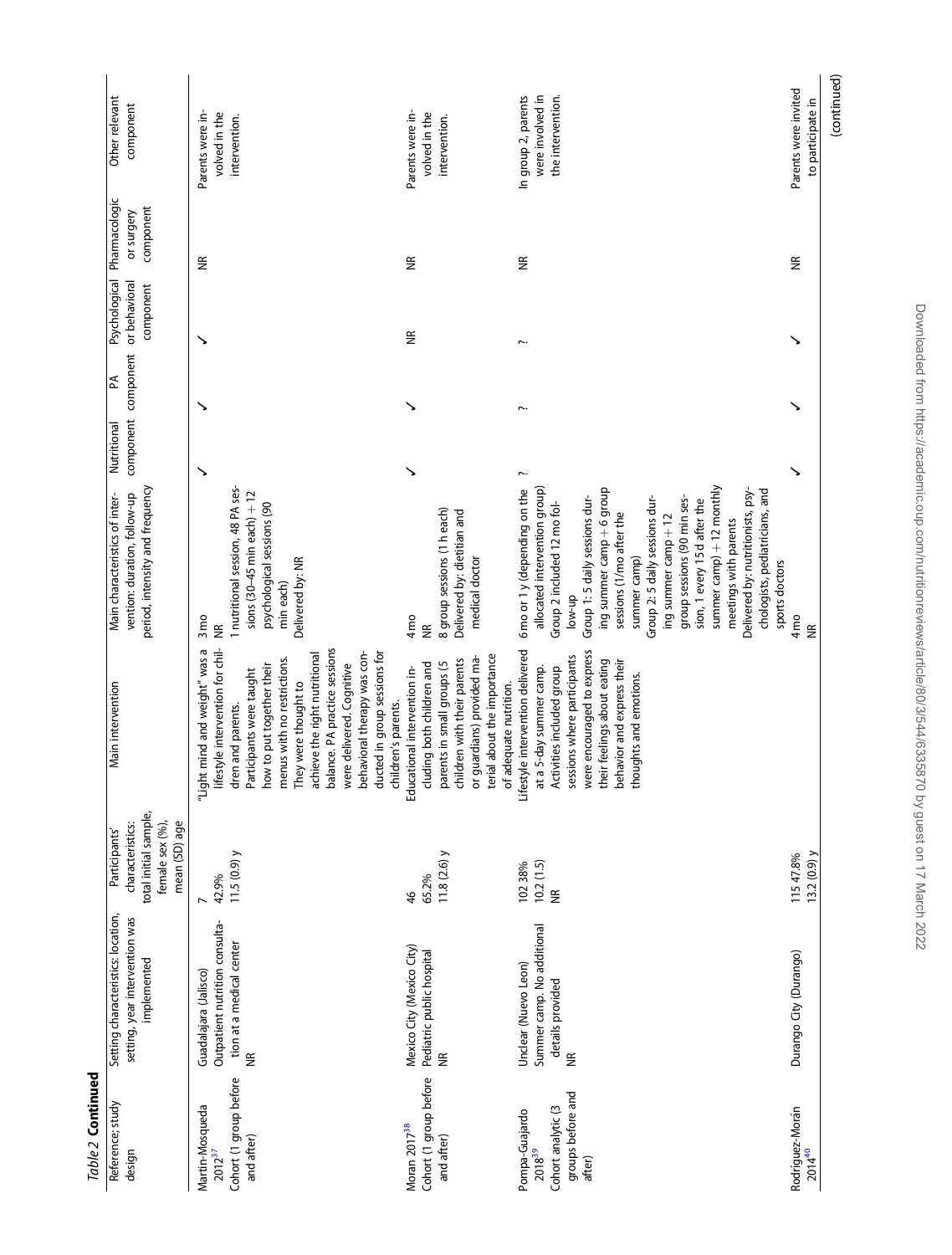*Table 2* **Continued**

| Reference; study design | Setting characteristics: location, setting, year intervention was implemented | Participants' characteristics: total initial sample, female sex (%), mean (SD) age | Main intervention | Main characteristics of intervention: duration, follow-up period, intensity and frequency | Nutritional component | PA component | Psychological or behavioral component | Pharmacologic or surgery component | Other relevant component |
|---|---|---|---|---|---|---|---|---|---|
| Martín-Mosqueda 2012[37] Cohort (1 group before and after) | Guadalajara (Jalisco) Outpatient nutrition consultation at a medical center NR | 7 42.9% 11.5 (0.9) y | "Light mind and weight" was a lifestyle intervention for children and parents. Participants were taught how to put together their menus with no restrictions. They were thought to achieve the right nutritional balance. PA practice sessions were delivered. Cognitive behavioral therapy was conducted in group sessions for children's parents. | 3 mo NR 1 nutritional session, 48 PA sessions (30–45 min each) + 12 psychological sessions (90 min each) Delivered by: NR | ✓ | ✓ | ✓ | NR | Parents were involved in the intervention. |
| Moran 2017[38] Cohort (1 group before and after) | Mexico City (Mexico City) Pediatric public hospital NR | 46 65.2% 11.8 (2.6) y | Educational intervention including both children and parents in small groups (5 children with their parents or guardians) provided material about the importance of adequate nutrition. | 4 mo NR 8 group sessions (1 h each) Delivered by: dietitian and medical doctor | ✓ | ✓ | NR | NR | Parents were involved in the intervention. |
| Pompa-Guajardo 2018[39] Cohort analytic (3 groups before and after) | Unclear (Nuevo Leon) Summer camp. No additional details provided NR | 102 38% 10.2 (1.5) NR | Lifestyle intervention delivered at a 5-day summer camp. Activities included group sessions where participants were encouraged to express their feelings about eating behavior and express their thoughts and emotions. | 6 mo or 1 y (depending on the allocated intervention group) Group 2 included 12 mo follow-up Group 1: 5 daily sessions during summer camp + 6 group sessions (1/mo after the summer camp) Group 2: 5 daily sessions during summer camp + 12 group sessions (90 min session, 1 every 15 d after the summer camp) + 12 monthly meetings with parents Delivered by: nutritionists, psychologists, pediatricians, and sports doctors | ? | ? | ? | NR | In group 2, parents were involved in the intervention. |
| Rodríguez-Morán 2014[40] | Durango City (Durango) | 115 47.8% 13.2 (0.9) y | | 4 mo NR | ✓ | ✓ | ✓ | NR | Parents were invited to participate in |

(continued)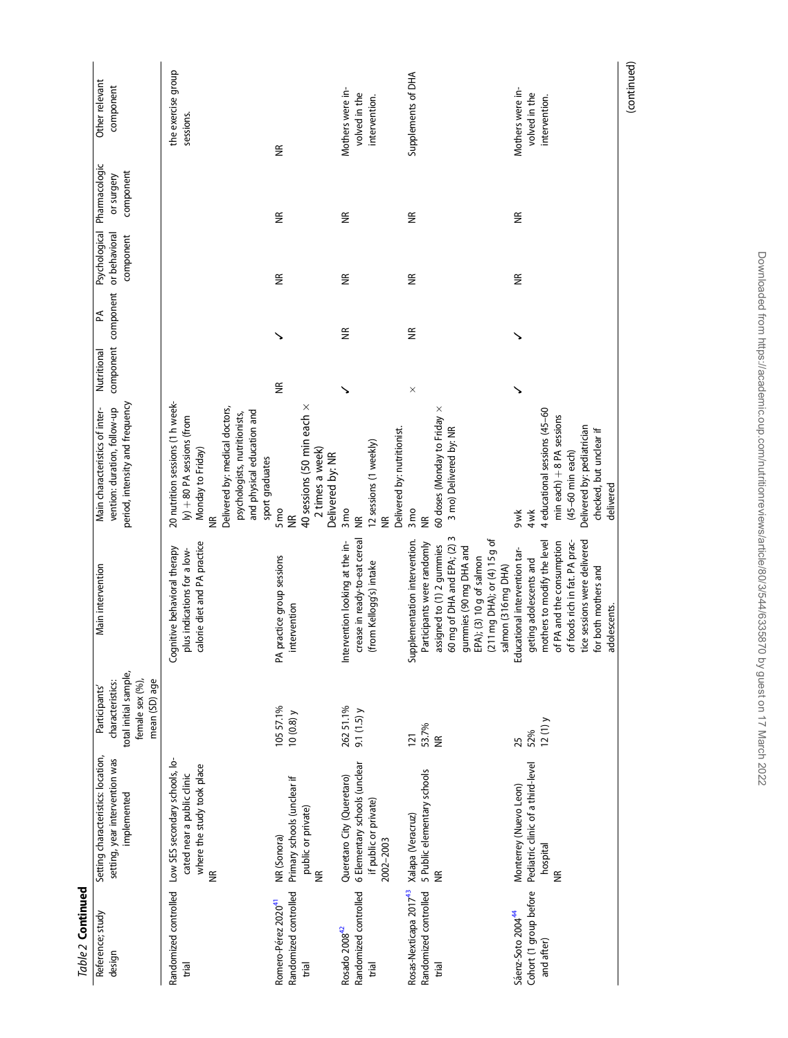*Table 2* **Continued**

| Reference; study design | Setting characteristics: location, setting, year intervention was implemented | Participants' characteristics: total initial sample, female sex (%), mean (SD) age | Main intervention | Main characteristics of intervention: duration, follow-up period, intensity and frequency | Nutritional component | PA component | Psychological or behavioral component | Pharmacologic or surgery component | Other relevant component |
|---|---|---|---|---|---|---|---|---|---|
| Randomized controlled trial | Low SES secondary schools, located near a public clinic where the study took place<br>NR | | Cognitive behavioral therapy plus indications for a low-calorie diet and PA practice | 20 nutrition sessions (1 h weekly) + 80 PA sessions (from Monday to Friday)<br>NR<br>Delivered by: medical doctors, psychologists, nutritionists, and physical education and sport graduates | | | | | the exercise group sessions. |
| Romero-Pérez 2020[41]<br>Randomized controlled trial | NR (Sonora)<br>Primary schools (unclear if public or private)<br>NR | 105 57.1%<br>10 (0.8) y | PA practice group sessions intervention | 5 mo<br>NR<br>40 sessions (50 min each × 2 times a week)<br>Delivered by: NR | NR | ✓ | NR | NR | NR |
| Rosado 2008[42]<br>Randomized controlled trial | Queretaro City (Queretaro)<br>6 Elementary schools (unclear if public or private)<br>2002–2003 | 262 51.1%<br>9.1 (1.5) y | Intervention looking at the increase in ready-to-eat cereal (from Kellogg's) intake | 3 mo<br>NR<br>12 sessions (1 weekly)<br>NR<br>Delivered by: nutritionist. | ✓ | NR | NR | NR | Mothers were involved in the intervention. |
| Rosas-Nexticapa 2017[43]<br>Randomized controlled trial | Xalapa (Veracruz)<br>5 Public elementary schools<br>NR | 121<br>53.7%<br>NR | Supplementation intervention. Participants were randomly assigned to (1) 2 gummies 60 mg of DHA and EPA; (2) 3 gummies (90 mg DHA and EPA); (3) 10 g of salmon (211 mg DHA); or (4) 15 g of salmon (316 mg DHA) | 3 mo<br>NR<br>60 doses (Monday to Friday × 3 mo) Delivered by: NR | × | NR | NR | NR | Supplements of DHA |
| Sáenz-Soto 2004[44]<br>Cohort (1 group before and after) | Monterrey (Nuevo Leon)<br>Pediatric clinic of a third-level hospital<br>NR | 25<br>52%<br>12 (1) y | Educational intervention targeting adolescents and mothers to modify the level of PA and the consumption of foods rich in fat. PA practice sessions were delivered for both mothers and adolescents. | 9 wk<br>4 wk<br>4 educational sessions (45–60 min each) + 8 PA sessions (45–60 min each)<br>Delivered by: pediatrician checked, but unclear if delivered | ✓ | ✓ | NR | NR | Mothers were involved in the intervention. |

(continued)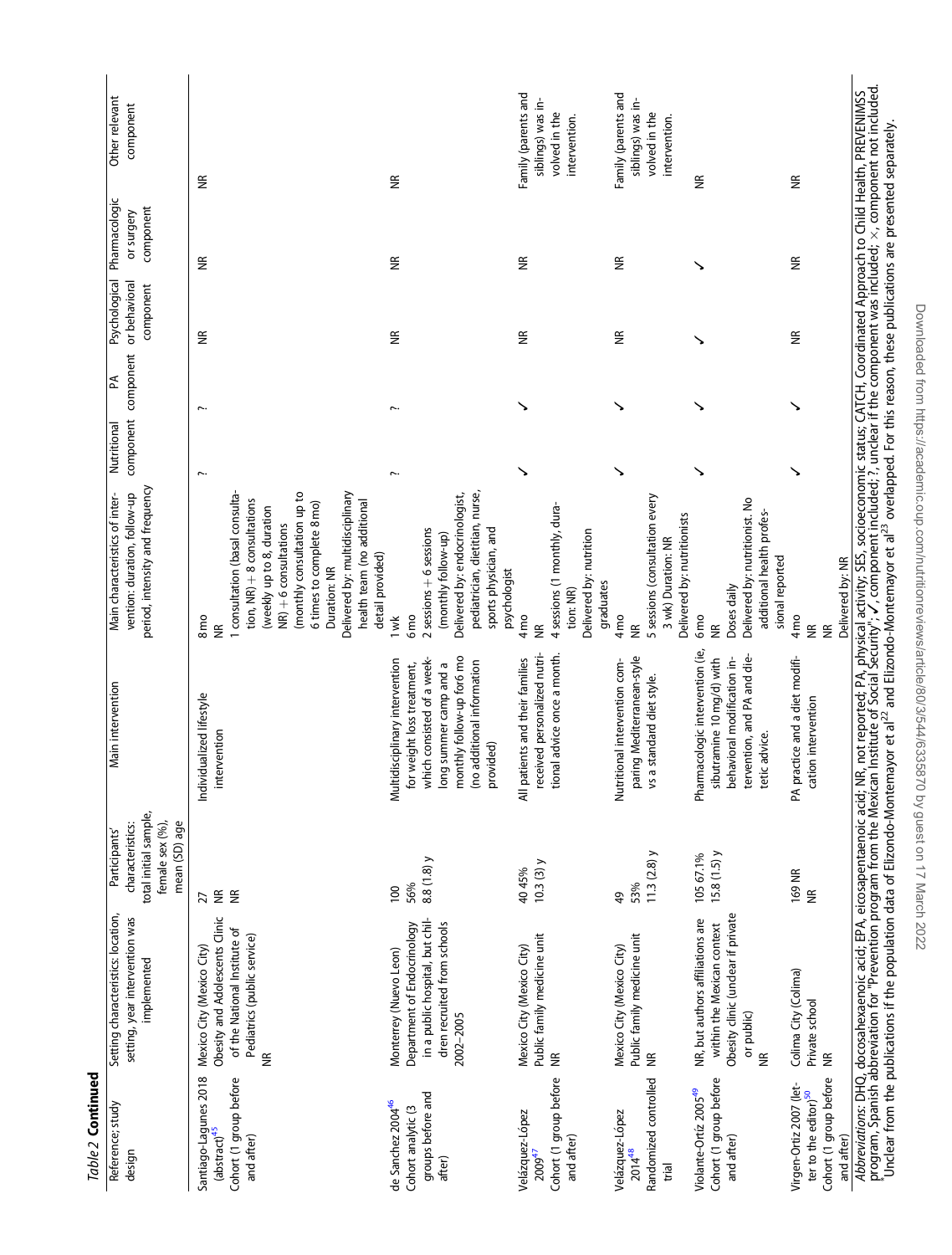*Table 2* **Continued**

| Reference; study design | Setting characteristics: location, setting, year intervention was implemented | Participants' characteristics: total initial sample, female sex (%), mean (SD) age | Main intervention | Main characteristics of intervention: duration, follow-up period, intensity and frequency | Nutritional component | PA component | Psychological or behavioral component | Pharmacologic or surgery component | Other relevant component |
|---|---|---|---|---|---|---|---|---|---|
| Santiago-Lagunes 2018 (abstract)[45] Cohort (1 group before and after) | Mexico City (Mexico City) Obesity and Adolescents Clinic of the National Institute of Pediatrics (public service) NR | 27 NR NR | Individualized lifestyle intervention | 8 mo NR 1 consultation (basal consultation, NR) + 8 consultations (weekly up to 8, duration NR) + 6 consultations (monthly consultation up to 6 times to complete 8 mo) Duration: NR Delivered by: multidisciplinary health team (no additional detail provided) | ? | ? | NR | NR | NR |
| de Sanchez 2004[46] Cohort analytic (3 groups before and after) | Monterrey (Nuevo Leon) Department of Endocrinology in a public hospital, but children recruited from schools 2002–2005 | 100 56% 8.8 (1.8) y | Multidisciplinary intervention for weight loss treatment, which consisted of a week-long summer camp and a monthly follow-up for6 mo (no additional information provided) | 1 wk 6 mo 2 sessions + 6 sessions (monthly follow-up) Delivered by: endocrinologist, pediatrician, dietitian, nurse, sports physician, and psychologist | ? | ? | NR | NR | NR |
| Velázquez-López 2009[47] Cohort (1 group before and after) | Mexico City (Mexico City) Public family medicine unit NR | 40 45% 10.3 (3) y | All patients and their families received personalized nutritional advice once a month. | 4 mo NR 4 sessions (1 monthly, duration: NR) Delivered by: nutrition graduates | ✓ | ✓ | NR | NR | Family (parents and siblings) was involved in the intervention. |
| Velázquez-López 2014[48] Randomized controlled trial | Mexico City (Mexico City) Public family medicine unit NR | 49 53% 11.3 (2.8) y | Nutritional intervention comparing Mediterranean-style vs a standard diet style. | 4 mo NR 5 sessions (consultation every 3 wk) Duration: NR Delivered by: nutritionists | ✓ | ✓ | NR | NR | Family (parents and siblings) was involved in the intervention. |
| Violante-Ortíz 2005[49] Cohort (1 group before and after) | NR, but authors affiliations are within the Mexican context Obesity clinic (unclear if private or public) NR | 105 67.1% 15.8 (1.5) y | Pharmacologic intervention (ie, sibutramine 10 mg/d) with behavioral modification intervention and PA and dietetic advice. | 6 mo NR Doses daily Delivered by: nutritionist. No additional health professional reported | ✓ | ✓ | ✓ | ✓ | NR |
| Virgen-Ortiz 2007 (letter to the editor)[50] Cohort (1 group before and after) | Colima City (Colima) Private school NR | 169 NR NR | PA practice and a diet modification intervention | 4 mo NR NR Delivered by: NR | ✓ | ✓ | NR | NR | NR |

*Abbreviations*: DHQ, docosahexaenoic acid; EPA, eicosapentaenoic acid; NR, not reported; PA, physical activity; SES, socioeconomic status; CATCH, Coordinated Approach to Child Health, PREVENIMSS program, Spanish abbreviation for "Prevention program from the Mexican Institute of Social Security"; ✓, component included; ?, unclear if the component was included; ×, component not included.
[a]Unclear from the publications if the population data of Elizondo-Montemayor et al[22] and Elizondo-Montemayor et al[23] overlapped. For this reason, these publications are presented separately.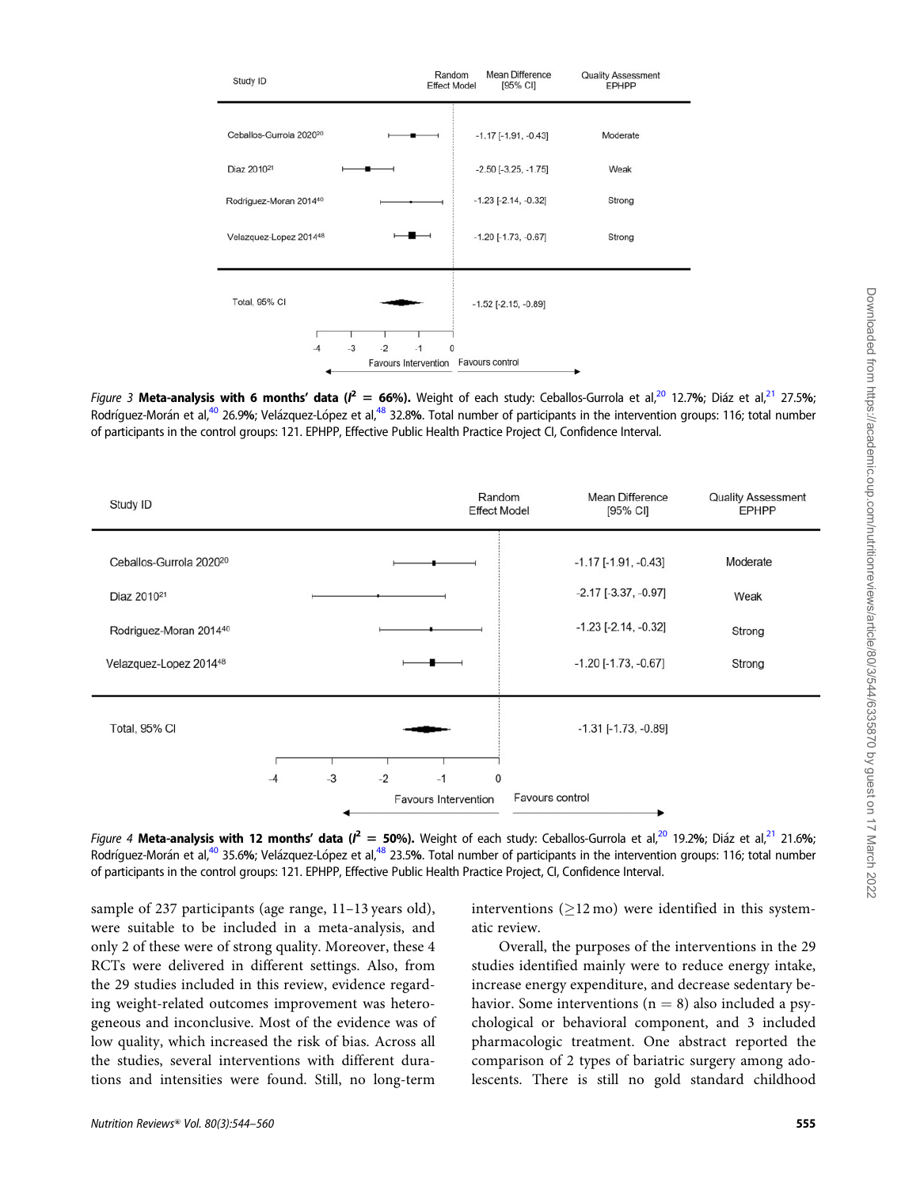| Study ID | Random Effect Model | Mean Difference [95% CI] | Quality Assessment EPHPP |
|---|---|---|---|
| Ceballos-Gurrola 2020[20] | | -1.17 [-1.91, -0.43] | Moderate |
| Diaz 2010[21] | | -2.50 [-3.25, -1.75] | Weak |
| Rodriguez-Moran 2014[40] | | -1.23 [-2.14, -0.32] | Strong |
| Velazquez-Lopez 2014[48] | | -1.20 [-1.73, -0.67] | Strong |
| Total, 95% CI | | -1.52 [-2.15, -0.89] | |

*Figure 3* **Meta-analysis with 6 months' data ($I^2$ = 66%).** Weight of each study: Ceballos-Gurrola et al,[20] 12.7%; Diáz et al,[21] 27.5%; Rodríguez-Morán et al,[40] 26.9%; Velázquez-López et al,[48] 32.8%. Total number of participants in the intervention groups: 116; total number of participants in the control groups: 121. EPHPP, Effective Public Health Practice Project CI, Confidence Interval.

| Study ID | Random Effect Model | Mean Difference [95% CI] | Quality Assessment EPHPP |
|---|---|---|---|
| Ceballos-Gurrola 2020[20] | | -1.17 [-1.91, -0.43] | Moderate |
| Diaz 2010[21] | | -2.17 [-3.37, -0.97] | Weak |
| Rodriguez-Moran 2014[40] | | -1.23 [-2.14, -0.32] | Strong |
| Velazquez-Lopez 2014[48] | | -1.20 [-1.73, -0.67] | Strong |
| Total, 95% CI | | -1.31 [-1.73, -0.89] | |

*Figure 4* **Meta-analysis with 12 months' data ($I^2$ = 50%).** Weight of each study: Ceballos-Gurrola et al,[20] 19.2%; Diáz et al,[21] 21.6%; Rodríguez-Morán et al,[40] 35.6%; Velázquez-López et al,[48] 23.5%. Total number of participants in the intervention groups: 116; total number of participants in the control groups: 121. EPHPP, Effective Public Health Practice Project, CI, Confidence Interval.

sample of 237 participants (age range, 11–13 years old), were suitable to be included in a meta-analysis, and only 2 of these were of strong quality. Moreover, these 4 RCTs were delivered in different settings. Also, from the 29 studies included in this review, evidence regarding weight-related outcomes improvement was heterogeneous and inconclusive. Most of the evidence was of low quality, which increased the risk of bias. Across all the studies, several interventions with different durations and intensities were found. Still, no long-term interventions (≥12 mo) were identified in this systematic review.

Overall, the purposes of the interventions in the 29 studies identified mainly were to reduce energy intake, increase energy expenditure, and decrease sedentary behavior. Some interventions (n = 8) also included a psychological or behavioral component, and 3 included pharmacologic treatment. One abstract reported the comparison of 2 types of bariatric surgery among adolescents. There is still no gold standard childhood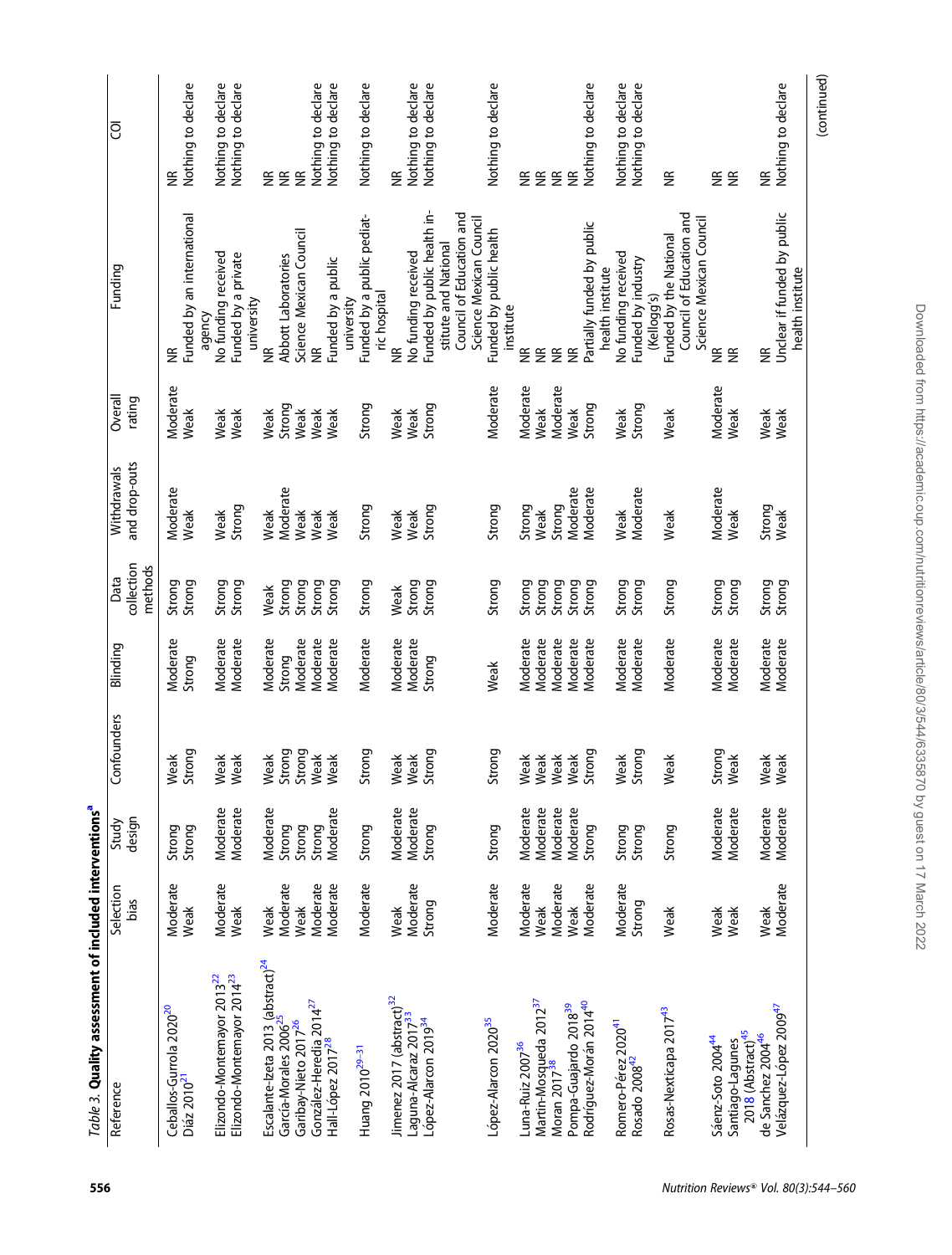Table 3. **Quality assessment of included interventions**[a]

| Reference | Selection bias | Study design | Confounders | Blinding | Data collection methods | Withdrawals and drop-outs | Overall rating | Funding | COI |
|---|---|---|---|---|---|---|---|---|---|
| Ceballos-Gurrola 2020[20] | Moderate | Strong | Weak | Moderate | Strong | Moderate | Moderate | NR | NR |
| Díaz 2010[21] | Weak | Strong | Strong | Strong | Strong | Weak | Weak | Funded by an international agency | Nothing to declare |
| Elizondo-Montemayor 2013[22] | Moderate | Moderate | Weak | Moderate | Strong | Weak | Weak | No funding received | Nothing to declare |
| Elizondo-Montemayor 2014[23] | Weak | Moderate | Weak | Moderate | Strong | Strong | Weak | Funded by a private university | Nothing to declare |
| Escalante-Izeta 2013 (abstract)[24] | Weak | Moderate | Weak | Moderate | Weak | Weak | Weak | NR | NR |
| García-Morales 2006[25] | Moderate | Strong | Strong | Strong | Strong | Moderate | Strong | Abbott Laboratories | NR |
| Garibay-Nieto 2017[26] | Weak | Strong | Strong | Moderate | Strong | Weak | Weak | Science Mexican Council | NR |
| González-Heredia 2014[27] | Moderate | Strong | Weak | Moderate | Strong | Weak | Weak | NR | Nothing to declare |
| Hall-López 2017[28] | Moderate | Moderate | Weak | Moderate | Strong | Weak | Weak | Funded by a public university | Nothing to declare |
| Huang 2010[29–31] | Moderate | Strong | Strong | Moderate | Strong | Strong | Strong | Funded by a public pediatric hospital | Nothing to declare |
| Jimenez 2017 (abstract)[32] | Weak | Moderate | Weak | Moderate | Weak | Weak | Weak | NR | NR |
| Laguna-Alcaraz 2017[33] | Moderate | Moderate | Weak | Moderate | Strong | Weak | Weak | No funding received | Nothing to declare |
| López-Alarcon 2019[34] | Strong | Strong | Strong | Strong | Strong | Strong | Strong | Funded by public health institute and National Council of Education and Science Mexican Council | Nothing to declare |
| López-Alarcon 2020[35] | Moderate | Strong | Strong | Weak | Strong | Strong | Moderate | Funded by public health institute | Nothing to declare |
| Luna-Ruiz 2007[36] | Moderate | Moderate | Weak | Moderate | Strong | Strong | Moderate | NR | NR |
| Martín-Mosqueda 2012[37] | Weak | Moderate | Weak | Moderate | Strong | Weak | Weak | NR | NR |
| Moran 2017[38] | Moderate | Moderate | Weak | Moderate | Strong | Strong | Moderate | NR | NR |
| Pompa-Guajardo 2018[39] | Weak | Moderate | Weak | Moderate | Strong | Moderate | Weak | NR | NR |
| Rodríguez-Morán 2014[40] | Moderate | Strong | Strong | Moderate | Strong | Moderate | Strong | Partially funded by public health institute | Nothing to declare |
| Romero-Pérez 2020[41] | Moderate | Strong | Weak | Moderate | Strong | Weak | Weak | No funding received | Nothing to declare |
| Rosado 2008[42] | Strong | Strong | Strong | Moderate | Strong | Moderate | Strong | Funded by industry (Kellogg's) | Nothing to declare |
| Rosas-Nexticapa 2017[43] | Weak | Strong | Weak | Moderate | Strong | Weak | Weak | Funded by the National Council of Education and Science Mexican Council | NR |
| Sáenz-Soto 2004[44] | Weak | Moderate | Strong | Moderate | Strong | Moderate | Moderate | NR | NR |
| Santiago-Lagunes 2018 (Abstract)[45] | Weak | Moderate | Weak | Moderate | Strong | Weak | Weak | NR | NR |
| de Sanchez 2004[46] | Weak | Moderate | Weak | Moderate | Strong | Strong | Weak | NR | NR |
| Velázquez-López 2009[47] | Moderate | Moderate | Weak | Moderate | Strong | Weak | Weak | Unclear if funded by public health institute | Nothing to declare |

(continued)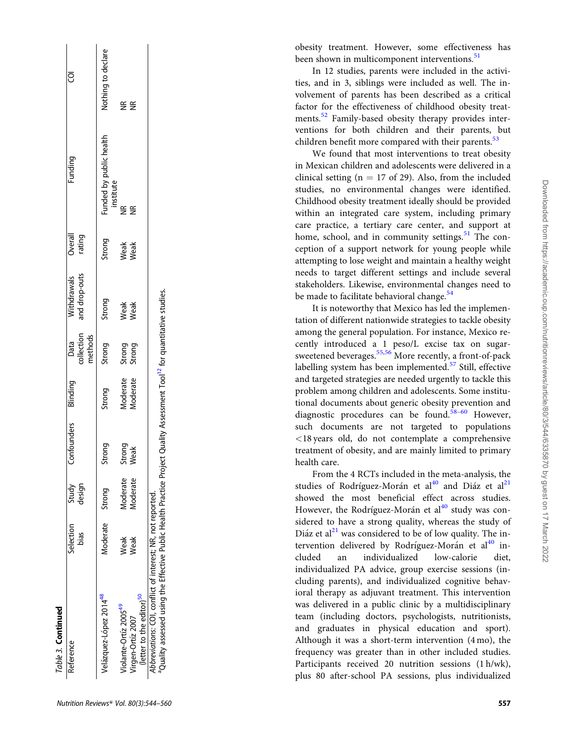*Table 3.* **Continued**

| Reference | Selection bias | Study design | Confounders | Blinding | Data collection methods | Withdrawals and drop-outs | Overall rating | Funding | COI |
|---|---|---|---|---|---|---|---|---|---|
| Velázquez-López 2014[48] | Moderate | Strong | Strong | Strong | Strong | Strong | Strong | Funded by public health institute | Nothing to declare |
| Violante-Ortíz 2005[49] | Weak | Moderate | Strong | Moderate | Strong | Weak | Weak | NR | NR |
| Virgen-Ortíz 2007 (letter to the editor)[50] | Weak | Moderate | Weak | Moderate | Strong | Weak | Weak | NR | NR |

*Abbreviations:* COI, conflict of interest; NR, not reported.
[a]Quality assessed using the Effective Public Health Practice Project Quality Assessment Tool[12] for quantitative studies.

obesity treatment. However, some effectiveness has been shown in multicomponent interventions.[51]

In 12 studies, parents were included in the activities, and in 3, siblings were included as well. The involvement of parents has been described as a critical factor for the effectiveness of childhood obesity treatments.[52] Family-based obesity therapy provides interventions for both children and their parents, but children benefit more compared with their parents.[53]

We found that most interventions to treat obesity in Mexican children and adolescents were delivered in a clinical setting (n = 17 of 29). Also, from the included studies, no environmental changes were identified. Childhood obesity treatment ideally should be provided within an integrated care system, including primary care practice, a tertiary care center, and support at home, school, and in community settings.[51] The conception of a support network for young people while attempting to lose weight and maintain a healthy weight needs to target different settings and include several stakeholders. Likewise, environmental changes need to be made to facilitate behavioral change.[54]

It is noteworthy that Mexico has led the implementation of different nationwide strategies to tackle obesity among the general population. For instance, Mexico recently introduced a 1 peso/L excise tax on sugar-sweetened beverages.[55,56] More recently, a front-of-pack labelling system has been implemented.[57] Still, effective and targeted strategies are needed urgently to tackle this problem among children and adolescents. Some institutional documents about generic obesity prevention and diagnostic procedures can be found.[58–60] However, such documents are not targeted to populations <18 years old, do not contemplate a comprehensive treatment of obesity, and are mainly limited to primary health care.

From the 4 RCTs included in the meta-analysis, the studies of Rodríguez-Morán et al[40] and Diáz et al[21] showed the most beneficial effect across studies. However, the Rodríguez-Morán et al[40] study was considered to have a strong quality, whereas the study of Diáz et al[21] was considered to be of low quality. The intervention delivered by Rodríguez-Morán et al[40] included an individualized low-calorie diet, individualized PA advice, group exercise sessions (including parents), and individualized cognitive behavioral therapy as adjuvant treatment. This intervention was delivered in a public clinic by a multidisciplinary team (including doctors, psychologists, nutritionists, and graduates in physical education and sport). Although it was a short-term intervention (4 mo), the frequency was greater than in other included studies. Participants received 20 nutrition sessions (1 h/wk), plus 80 after-school PA sessions, plus individualized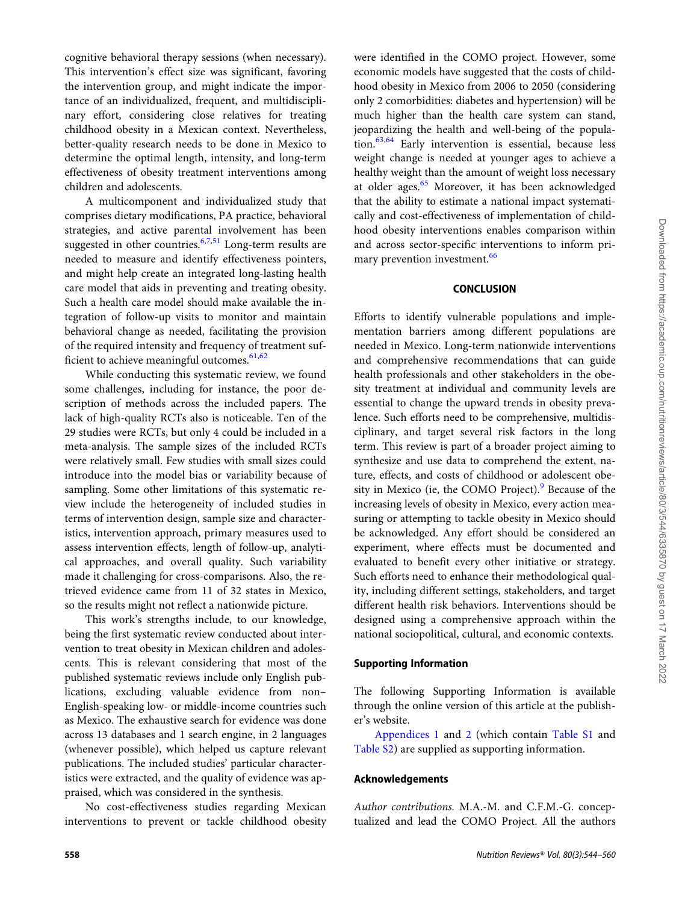cognitive behavioral therapy sessions (when necessary). This intervention's effect size was significant, favoring the intervention group, and might indicate the importance of an individualized, frequent, and multidisciplinary effort, considering close relatives for treating childhood obesity in a Mexican context. Nevertheless, better-quality research needs to be done in Mexico to determine the optimal length, intensity, and long-term effectiveness of obesity treatment interventions among children and adolescents.

A multicomponent and individualized study that comprises dietary modifications, PA practice, behavioral strategies, and active parental involvement has been suggested in other countries.[6,7,51] Long-term results are needed to measure and identify effectiveness pointers, and might help create an integrated long-lasting health care model that aids in preventing and treating obesity. Such a health care model should make available the integration of follow-up visits to monitor and maintain behavioral change as needed, facilitating the provision of the required intensity and frequency of treatment sufficient to achieve meaningful outcomes.[61,62]

While conducting this systematic review, we found some challenges, including for instance, the poor description of methods across the included papers. The lack of high-quality RCTs also is noticeable. Ten of the 29 studies were RCTs, but only 4 could be included in a meta-analysis. The sample sizes of the included RCTs were relatively small. Few studies with small sizes could introduce into the model bias or variability because of sampling. Some other limitations of this systematic review include the heterogeneity of included studies in terms of intervention design, sample size and characteristics, intervention approach, primary measures used to assess intervention effects, length of follow-up, analytical approaches, and overall quality. Such variability made it challenging for cross-comparisons. Also, the retrieved evidence came from 11 of 32 states in Mexico, so the results might not reflect a nationwide picture.

This work's strengths include, to our knowledge, being the first systematic review conducted about intervention to treat obesity in Mexican children and adolescents. This is relevant considering that most of the published systematic reviews include only English publications, excluding valuable evidence from non–English-speaking low- or middle-income countries such as Mexico. The exhaustive search for evidence was done across 13 databases and 1 search engine, in 2 languages (whenever possible), which helped us capture relevant publications. The included studies' particular characteristics were extracted, and the quality of evidence was appraised, which was considered in the synthesis.

No cost-effectiveness studies regarding Mexican interventions to prevent or tackle childhood obesity were identified in the COMO project. However, some economic models have suggested that the costs of childhood obesity in Mexico from 2006 to 2050 (considering only 2 comorbidities: diabetes and hypertension) will be much higher than the health care system can stand, jeopardizing the health and well-being of the population.[63,64] Early intervention is essential, because less weight change is needed at younger ages to achieve a healthy weight than the amount of weight loss necessary at older ages.[65] Moreover, it has been acknowledged that the ability to estimate a national impact systematically and cost-effectiveness of implementation of childhood obesity interventions enables comparison within and across sector-specific interventions to inform primary prevention investment.[66]

## CONCLUSION

Efforts to identify vulnerable populations and implementation barriers among different populations are needed in Mexico. Long-term nationwide interventions and comprehensive recommendations that can guide health professionals and other stakeholders in the obesity treatment at individual and community levels are essential to change the upward trends in obesity prevalence. Such efforts need to be comprehensive, multidisciplinary, and target several risk factors in the long term. This review is part of a broader project aiming to synthesize and use data to comprehend the extent, nature, effects, and costs of childhood or adolescent obesity in Mexico (ie, the COMO Project).[9] Because of the increasing levels of obesity in Mexico, every action measuring or attempting to tackle obesity in Mexico should be acknowledged. Any effort should be considered an experiment, where effects must be documented and evaluated to benefit every other initiative or strategy. Such efforts need to enhance their methodological quality, including different settings, stakeholders, and target different health risk behaviors. Interventions should be designed using a comprehensive approach within the national sociopolitical, cultural, and economic contexts.

### Supporting Information

The following Supporting Information is available through the online version of this article at the publisher's website.

Appendices 1 and 2 (which contain Table S1 and Table S2) are supplied as supporting information.

### Acknowledgements

*Author contributions.* M.A.-M. and C.F.M.-G. conceptualized and lead the COMO Project. All the authors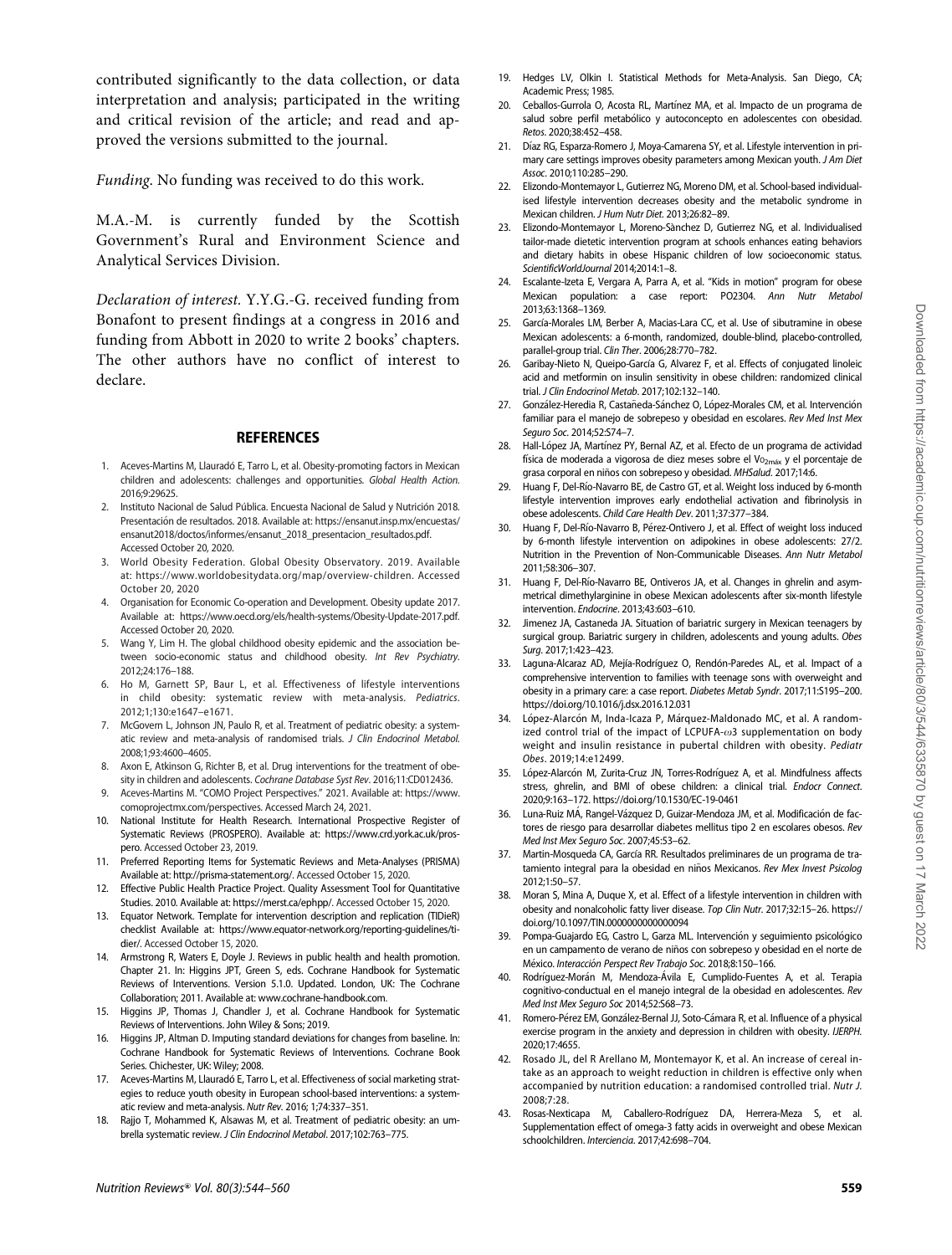contributed significantly to the data collection, or data interpretation and analysis; participated in the writing and critical revision of the article; and read and approved the versions submitted to the journal.

*Funding.* No funding was received to do this work.

M.A.-M. is currently funded by the Scottish Government's Rural and Environment Science and Analytical Services Division.

*Declaration of interest.* Y.Y.G.-G. received funding from Bonafont to present findings at a congress in 2016 and funding from Abbott in 2020 to write 2 books' chapters. The other authors have no conflict of interest to declare.

## REFERENCES

1. Aceves-Martins M, Llauradó E, Tarro L, et al. Obesity-promoting factors in Mexican children and adolescents: challenges and opportunities. *Global Health Action*. 2016;9:29625.
2. Instituto Nacional de Salud Pública. Encuesta Nacional de Salud y Nutrición 2018. Presentación de resultados. 2018. Available at: https://ensanut.insp.mx/encuestas/ensanut2018/doctos/informes/ensanut_2018_presentacion_resultados.pdf. Accessed October 20, 2020.
3. World Obesity Federation. Global Obesity Observatory. 2019. Available at: https://www.worldobesitydata.org/map/overview-children. Accessed October 20, 2020
4. Organisation for Economic Co-operation and Development. Obesity update 2017. Available at: https://www.oecd.org/els/health-systems/Obesity-Update-2017.pdf. Accessed October 20, 2020.
5. Wang Y, Lim H. The global childhood obesity epidemic and the association between socio-economic status and childhood obesity. *Int Rev Psychiatry*. 2012;24:176–188.
6. Ho M, Garnett SP, Baur L, et al. Effectiveness of lifestyle interventions in child obesity: systematic review with meta-analysis. *Pediatrics*. 2012;1;130:e1647–e1671.
7. McGovern L, Johnson JN, Paulo R, et al. Treatment of pediatric obesity: a systematic review and meta-analysis of randomised trials. *J Clin Endocrinol Metabol*. 2008;1;93:4600–4605.
8. Axon E, Atkinson G, Richter B, et al. Drug interventions for the treatment of obesity in children and adolescents. *Cochrane Database Syst Rev*. 2016;11:CD012436.
9. Aceves-Martins M. "COMO Project Perspectives." 2021. Available at: https://www.comoprojectmx.com/perspectives. Accessed March 24, 2021.
10. National Institute for Health Research. International Prospective Register of Systematic Reviews (PROSPERO). Available at: https://www.crd.york.ac.uk/prospero. Accessed October 23, 2019.
11. Preferred Reporting Items for Systematic Reviews and Meta-Analyses (PRISMA) Available at: http://prisma-statement.org/. Accessed October 15, 2020.
12. Effective Public Health Practice Project. Quality Assessment Tool for Quantitative Studies. 2010. Available at: https://merst.ca/ephpp/. Accessed October 15, 2020.
13. Equator Network. Template for intervention description and replication (TIDieR) checklist Available at: https://www.equator-network.org/reporting-guidelines/tidier/. Accessed October 15, 2020.
14. Armstrong R, Waters E, Doyle J. Reviews in public health and health promotion. Chapter 21. In: Higgins JPT, Green S, eds. Cochrane Handbook for Systematic Reviews of Interventions. Version 5.1.0. Updated. London, UK: The Cochrane Collaboration; 2011. Available at: www.cochrane-handbook.com.
15. Higgins JP, Thomas J, Chandler J, et al. Cochrane Handbook for Systematic Reviews of Interventions. John Wiley & Sons; 2019.
16. Higgins JP, Altman D. Imputing standard deviations for changes from baseline. In: Cochrane Handbook for Systematic Reviews of Interventions. Cochrane Book Series. Chichester, UK: Wiley; 2008.
17. Aceves-Martins M, Llauradó E, Tarro L, et al. Effectiveness of social marketing strategies to reduce youth obesity in European school-based interventions: a systematic review and meta-analysis. *Nutr Rev*. 2016; 1;74:337–351.
18. Rajjo T, Mohammed K, Alsawas M, et al. Treatment of pediatric obesity: an umbrella systematic review. *J Clin Endocrinol Metabol*. 2017;102:763–775.
19. Hedges LV, Olkin I. Statistical Methods for Meta-Analysis. San Diego, CA; Academic Press; 1985.
20. Ceballos-Gurrola O, Acosta RL, Martínez MA, et al. Impacto de un programa de salud sobre perfil metabólico y autoconcepto en adolescentes con obesidad. *Retos*. 2020;38:452–458.
21. Díaz RG, Esparza-Romero J, Moya-Camarena SY, et al. Lifestyle intervention in primary care settings improves obesity parameters among Mexican youth. *J Am Diet Assoc*. 2010;110:285–290.
22. Elizondo-Montemayor L, Gutierrez NG, Moreno DM, et al. School-based individualised lifestyle intervention decreases obesity and the metabolic syndrome in Mexican children. *J Hum Nutr Diet*. 2013;26:82–89.
23. Elizondo-Montemayor L, Moreno-Sànchez D, Gutierrez NG, et al. Individualised tailor-made dietetic intervention program at schools enhances eating behaviors and dietary habits in obese Hispanic children of low socioeconomic status. *ScientificWorldJournal* 2014;2014:1–8.
24. Escalante-Izeta E, Vergara A, Parra A, et al. "Kids in motion" program for obese Mexican population: a case report: PO2304. *Ann Nutr Metabol* 2013;63:1368–1369.
25. García-Morales LM, Berber A, Macias-Lara CC, et al. Use of sibutramine in obese Mexican adolescents: a 6-month, randomized, double-blind, placebo-controlled, parallel-group trial. *Clin Ther*. 2006;28:770–782.
26. Garibay-Nieto N, Queipo-García G, Alvarez F, et al. Effects of conjugated linoleic acid and metformin on insulin sensitivity in obese children: randomized clinical trial. *J Clin Endocrinol Metab*. 2017;102:132–140.
27. González-Heredia R, Castañeda-Sánchez O, López-Morales CM, et al. Intervención familiar para el manejo de sobrepeso y obesidad en escolares. *Rev Med Inst Mex Seguro Soc*. 2014;52:S74–7.
28. Hall-López JA, Martínez PY, Bernal AZ, et al. Efecto de un programa de actividad física de moderada a vigorosa de diez meses sobre el $Vo_{2máx}$ y el porcentaje de grasa corporal en niños con sobrepeso y obesidad. *MHSalud*. 2017;14:6.
29. Huang F, Del-Río-Navarro BE, de Castro GT, et al. Weight loss induced by 6-month lifestyle intervention improves early endothelial activation and fibrinolysis in obese adolescents. *Child Care Health Dev*. 2011;37:377–384.
30. Huang F, Del-Río-Navarro B, Pérez-Ontivero J, et al. Effect of weight loss induced by 6-month lifestyle intervention on adipokines in obese adolescents: 27/2. Nutrition in the Prevention of Non-Communicable Diseases. *Ann Nutr Metabol* 2011;58:306–307.
31. Huang F, Del-Río-Navarro BE, Ontiveros JA, et al. Changes in ghrelin and asymmetrical dimethylarginine in obese Mexican adolescents after six-month lifestyle intervention. *Endocrine*. 2013;43:603–610.
32. Jimenez JA, Castaneda JA. Situation of bariatric surgery in Mexican teenagers by surgical group. Bariatric surgery in children, adolescents and young adults. *Obes Surg*. 2017;1:423–423.
33. Laguna-Alcaraz AD, Mejía-Rodríguez O, Rendón-Paredes AL, et al. Impact of a comprehensive intervention to families with teenage sons with overweight and obesity in a primary care: a case report. *Diabetes Metab Syndr*. 2017;11:S195–200. https://doi.org/10.1016/j.dsx.2016.12.031
34. López-Alarcón M, Inda-Icaza P, Márquez-Maldonado MC, et al. A randomized control trial of the impact of LCPUFA-$\omega$3 supplementation on body weight and insulin resistance in pubertal children with obesity. *Pediatr Obes*. 2019;14:e12499.
35. López-Alarcón M, Zurita-Cruz JN, Torres-Rodríguez A, et al. Mindfulness affects stress, ghrelin, and BMI of obese children: a clinical trial. *Endocr Connect*. 2020;9:163–172. https://doi.org/10.1530/EC-19-0461
36. Luna-Ruiz MÁ, Rangel-Vázquez D, Guizar-Mendoza JM, et al. Modificación de factores de riesgo para desarrollar diabetes mellitus tipo 2 en escolares obesos. *Rev Med Inst Mex Seguro Soc*. 2007;45:53–62.
37. Martin-Mosqueda CA, García RR. Resultados preliminares de un programa de tratamiento integral para la obesidad en niños Mexicanos. *Rev Mex Invest Psicolog* 2012;1:50–57.
38. Moran S, Mina A, Duque X, et al. Effect of a lifestyle intervention in children with obesity and nonalcoholic fatty liver disease. *Top Clin Nutr*. 2017;32:15–26. https://doi.org/10.1097/TIN.0000000000000094
39. Pompa-Guajardo EG, Castro L, Garza ML. Intervención y seguimiento psicológico en un campamento de verano de niños con sobrepeso y obesidad en el norte de México. *Interacción Perspect Rev Trabajo Soc*. 2018;8:150–166.
40. Rodríguez-Morán M, Mendoza-Ávila E, Cumplido-Fuentes A, et al. Terapia cognitivo-conductual en el manejo integral de la obesidad en adolescentes. *Rev Med Inst Mex Seguro Soc* 2014;52:S68–73.
41. Romero-Pérez EM, González-Bernal JJ, Soto-Cámara R, et al. Influence of a physical exercise program in the anxiety and depression in children with obesity. *IJERPH*. 2020;17:4655.
42. Rosado JL, del R Arellano M, Montemayor K, et al. An increase of cereal intake as an approach to weight reduction in children is effective only when accompanied by nutrition education: a randomised controlled trial. *Nutr J*. 2008;7:28.
43. Rosas-Nexticapa M, Caballero-Rodríguez DA, Herrera-Meza S, et al. Supplementation effect of omega-3 fatty acids in overweight and obese Mexican schoolchildren. *Interciencia*. 2017;42:698–704.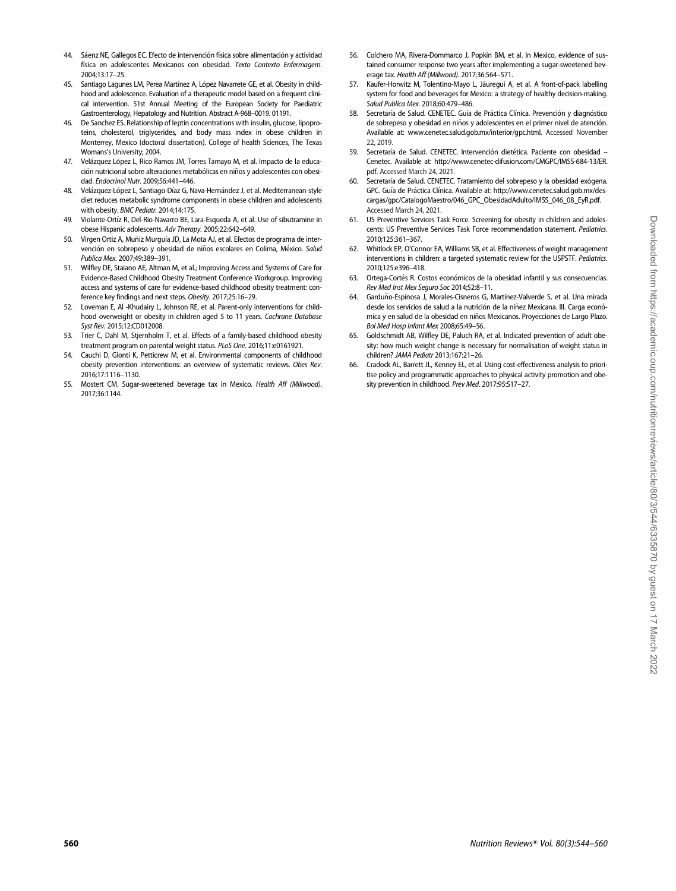44. Sáenz NE, Gallegos EC. Efecto de intervención física sobre alimentación y actividad física en adolescentes Mexicanos con obesidad. *Texto Contexto Enfermagem*. 2004;13:17–25.
45. Santiago Lagunes LM, Perea Martínez A, López Navarrete GE, et al. Obesity in childhood and adolescence. Evaluation of a therapeutic model based on a frequent clinical intervention. 51st Annual Meeting of the European Society for Paediatric Gastroenterology, Hepatology and Nutrition. Abstract A-968–0019. 01191.
46. De Sanchez ES. Relationship of leptin concentrations with insulin, glucose, lipoproteins, cholesterol, triglycerides, and body mass index in obese children in Monterrey, Mexico (doctoral dissertation). College of health Sciences, The Texas Womans's University; 2004.
47. Velázquez López L, Rico Ramos JM, Torres Tamayo M, et al. Impacto de la educación nutricional sobre alteraciones metabólicas en niños y adolescentes con obesidad. *Endocrinol Nutr*. 2009;56:441–446.
48. Velázquez-López L, Santiago-Díaz G, Nava-Hernández J, et al. Mediterranean-style diet reduces metabolic syndrome components in obese children and adolescents with obesity. *BMC Pediatr*. 2014;14:175.
49. Violante-Ortíz R, Del-Rio-Navarro BE, Lara-Esqueda A, et al. Use of sibutramine in obese Hispanic adolescents. *Adv Therapy*. 2005;22:642–649.
50. Virgen Ortiz A, Muñiz Murguía JD, La Mota AJ, et al. Efectos de programa de intervención en sobrepeso y obesidad de niños escolares en Colima, México. *Salud Publica Mex*. 2007;49:389–391.
51. Wilfley DE, Staiano AE, Altman M, et al.; Improving Access and Systems of Care for Evidence-Based Childhood Obesity Treatment Conference Workgroup. Improving access and systems of care for evidence-based childhood obesity treatment: conference key findings and next steps. *Obesity*. 2017;25:16–29.
52. Loveman E, Al -Khudairy L, Johnson RE, et al. Parent-only interventions for childhood overweight or obesity in children aged 5 to 11 years. *Cochrane Database Syst Rev*. 2015;12:CD012008.
53. Trier C, Dahl M, Stjernholm T, et al. Effects of a family-based childhood obesity treatment program on parental weight status. *PLoS One*. 2016;11:e0161921.
54. Cauchi D, Glonti K, Petticrew M, et al. Environmental components of childhood obesity prevention interventions: an overview of systematic reviews. *Obes Rev*. 2016;17:1116–1130.
55. Mostert CM. Sugar-sweetened beverage tax in Mexico. *Health Aff (Millwood)*. 2017;36:1144.
56. Colchero MA, Rivera-Dommarco J, Popkin BM, et al. In Mexico, evidence of sustained consumer response two years after implementing a sugar-sweetened beverage tax. *Health Aff (Millwood)*. 2017;36:564–571.
57. Kaufer-Horwitz M, Tolentino-Mayo L, Jáuregui A, et al. A front-of-pack labelling system for food and beverages for Mexico: a strategy of healthy decision-making. *Salud Publica Mex*. 2018;60:479–486.
58. Secretaría de Salud. CENETEC. Guía de Práctica Clínica. Prevención y diagnóstico de sobrepeso y obesidad en niños y adolescentes en el primer nivel de atención. Available at: www.cenetec.salud.gob.mx/interior/gpc.html. Accessed November 22, 2019.
59. Secretaría de Salud. CENETEC. Intervención dietética. Paciente con obesidad – Cenetec. Available at: http://www.cenetec-difusion.com/CMGPC/IMSS-684-13/ER.pdf. Accessed March 24, 2021.
60. Secretaría de Salud. CENETEC. Tratamiento del sobrepeso y la obesidad exógena. GPC. Guía de Práctica Clínica. Available at: http://www.cenetec.salud.gob.mx/descargas/gpc/CatalogoMaestro/046_GPC_ObesidadAdulto/IMSS_046_08_EyR.pdf. Accessed March 24, 2021.
61. US Preventive Services Task Force. Screening for obesity in children and adolescents: US Preventive Services Task Force recommendation statement. *Pediatrics*. 2010;125:361–367.
62. Whitlock EP, O'Connor EA, Williams SB, et al. Effectiveness of weight management interventions in children: a targeted systematic review for the USPSTF. *Pediatrics*. 2010;125:e396–418.
63. Ortega-Cortés R. Costos económicos de la obesidad infantil y sus consecuencias. *Rev Med Inst Mex Seguro Soc* 2014;52:8–11.
64. Garduño-Espinosa J, Morales-Cisneros G, Martínez-Valverde S, et al. Una mirada desde los servicios de salud a la nutrición de la niñez Mexicana. III. Carga económica y en salud de la obesidad en niños Mexicanos. Proyecciones de Largo Plazo. *Bol Med Hosp Infant Mex* 2008;65:49–56.
65. Goldschmidt AB, Wilfley DE, Paluch RA, et al. Indicated prevention of adult obesity: how much weight change is necessary for normalisation of weight status in children? *JAMA Pediatr* 2013;167:21–26.
66. Cradock AL, Barrett JL, Kenney EL, et al. Using cost-effectiveness analysis to prioritise policy and programmatic approaches to physical activity promotion and obesity prevention in childhood. *Prev Med*. 2017;95:S17–27.